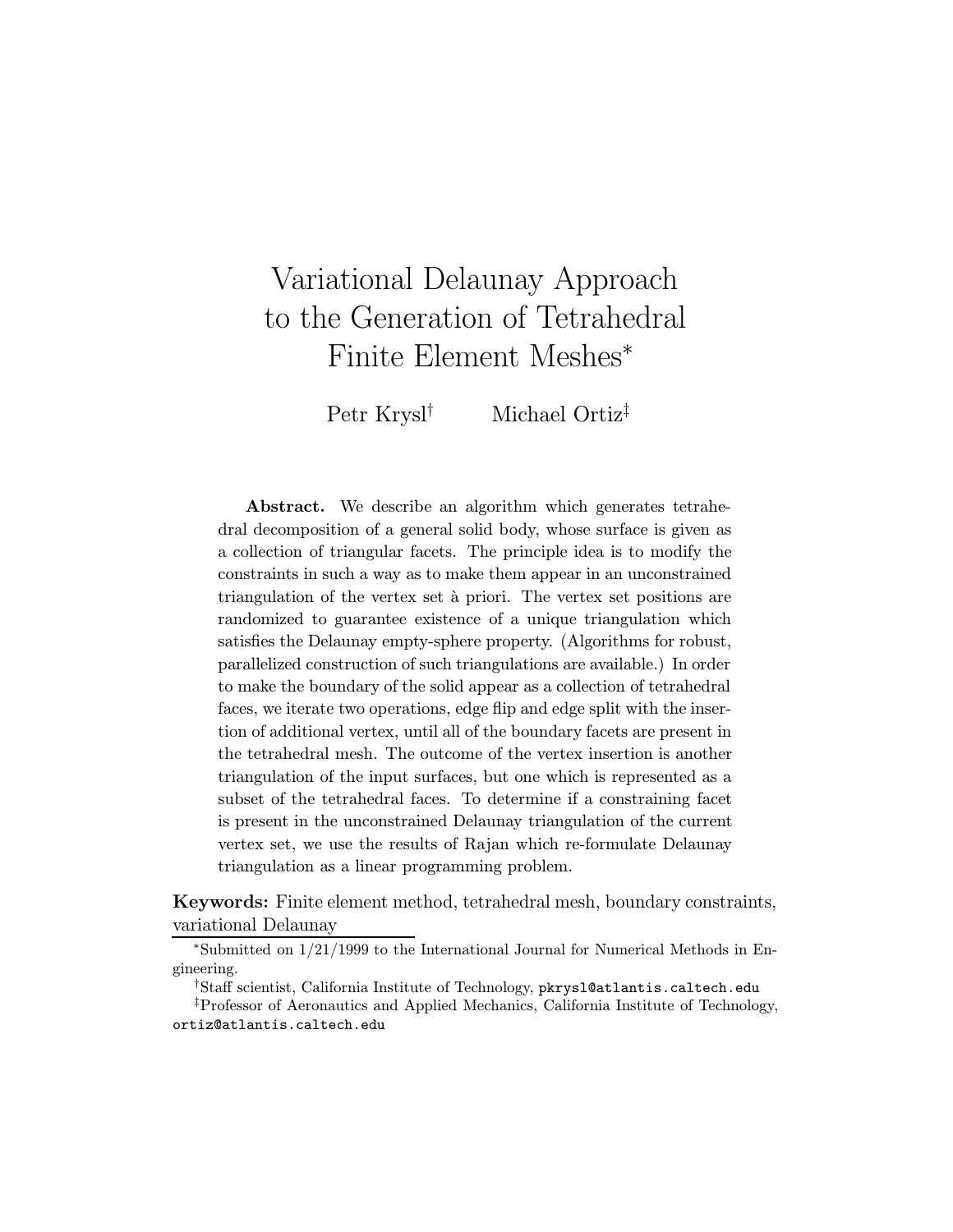# Variational Delaunay Approach to the Generation of Tetrahedral Finite Element Meshes*

Petr Krysl† Michael Ortiz‡

**Abstract.** We describe an algorithm which generates tetrahedral decomposition of a general solid body, whose surface is given as a collection of triangular facets. The principle idea is to modify the constraints in such a way as to make them appear in an unconstrained triangulation of the vertex set à priori. The vertex set positions are randomized to guarantee existence of a unique triangulation which satisfies the Delaunay empty-sphere property. (Algorithms for robust, parallelized construction of such triangulations are available.) In order to make the boundary of the solid appear as a collection of tetrahedral faces, we iterate two operations, edge flip and edge split with the insertion of additional vertex, until all of the boundary facets are present in the tetrahedral mesh. The outcome of the vertex insertion is another triangulation of the input surfaces, but one which is represented as a subset of the tetrahedral faces. To determine if a constraining facet is present in the unconstrained Delaunay triangulation of the current vertex set, we use the results of Rajan which re-formulate Delaunay triangulation as a linear programming problem.

**Keywords:** Finite element method, tetrahedral mesh, boundary constraints, variational Delaunay

---

*Submitted on 1/21/1999 to the International Journal for Numerical Methods in Engineering.

†Staff scientist, California Institute of Technology, `pkrysl@atlantis.caltech.edu`

‡Professor of Aeronautics and Applied Mechanics, California Institute of Technology, `ortiz@atlantis.caltech.edu`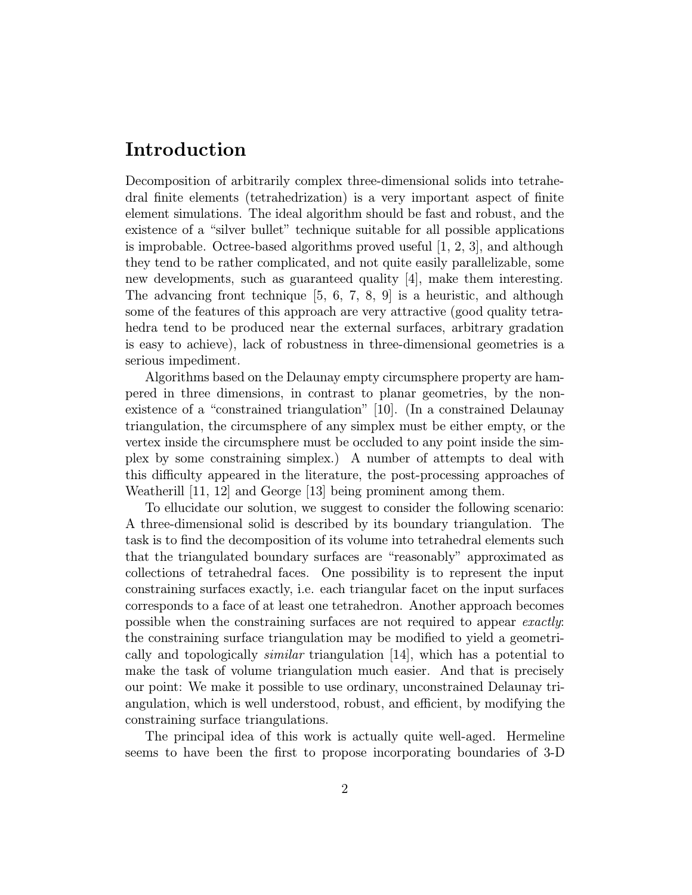# Introduction

Decomposition of arbitrarily complex three-dimensional solids into tetrahedral finite elements (tetrahedrization) is a very important aspect of finite element simulations. The ideal algorithm should be fast and robust, and the existence of a "silver bullet" technique suitable for all possible applications is improbable. Octree-based algorithms proved useful [1, 2, 3], and although they tend to be rather complicated, and not quite easily parallelizable, some new developments, such as guaranteed quality [4], make them interesting. The advancing front technique [5, 6, 7, 8, 9] is a heuristic, and although some of the features of this approach are very attractive (good quality tetrahedra tend to be produced near the external surfaces, arbitrary gradation is easy to achieve), lack of robustness in three-dimensional geometries is a serious impediment.

Algorithms based on the Delaunay empty circumsphere property are hampered in three dimensions, in contrast to planar geometries, by the non-existence of a "constrained triangulation" [10]. (In a constrained Delaunay triangulation, the circumsphere of any simplex must be either empty, or the vertex inside the circumsphere must be occluded to any point inside the simplex by some constraining simplex.) A number of attempts to deal with this difficulty appeared in the literature, the post-processing approaches of Weatherill [11, 12] and George [13] being prominent among them.

To ellucidate our solution, we suggest to consider the following scenario: A three-dimensional solid is described by its boundary triangulation. The task is to find the decomposition of its volume into tetrahedral elements such that the triangulated boundary surfaces are "reasonably" approximated as collections of tetrahedral faces. One possibility is to represent the input constraining surfaces exactly, i.e. each triangular facet on the input surfaces corresponds to a face of at least one tetrahedron. Another approach becomes possible when the constraining surfaces are not required to appear *exactly*: the constraining surface triangulation may be modified to yield a geometrically and topologically *similar* triangulation [14], which has a potential to make the task of volume triangulation much easier. And that is precisely our point: We make it possible to use ordinary, unconstrained Delaunay triangulation, which is well understood, robust, and efficient, by modifying the constraining surface triangulations.

The principal idea of this work is actually quite well-aged. Hermeline seems to have been the first to propose incorporating boundaries of 3-D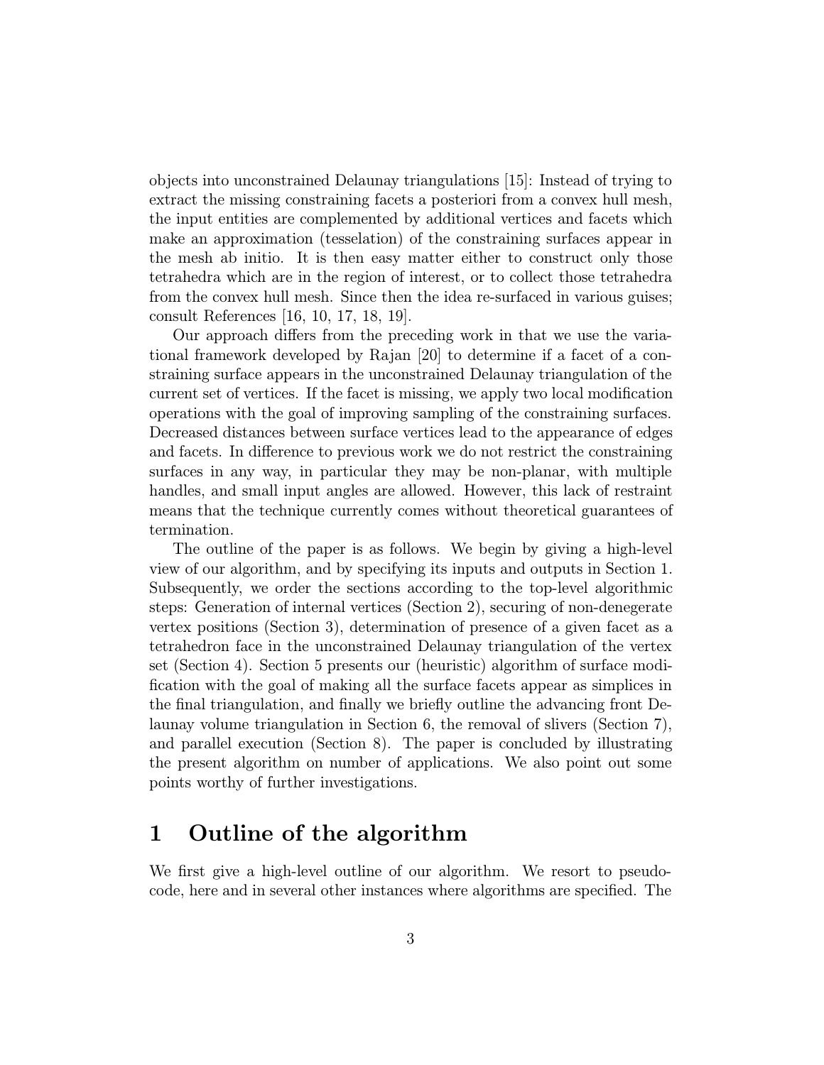objects into unconstrained Delaunay triangulations [15]: Instead of trying to extract the missing constraining facets a posteriori from a convex hull mesh, the input entities are complemented by additional vertices and facets which make an approximation (tesselation) of the constraining surfaces appear in the mesh ab initio. It is then easy matter either to construct only those tetrahedra which are in the region of interest, or to collect those tetrahedra from the convex hull mesh. Since then the idea re-surfaced in various guises; consult References [16, 10, 17, 18, 19].

Our approach differs from the preceding work in that we use the variational framework developed by Rajan [20] to determine if a facet of a constraining surface appears in the unconstrained Delaunay triangulation of the current set of vertices. If the facet is missing, we apply two local modification operations with the goal of improving sampling of the constraining surfaces. Decreased distances between surface vertices lead to the appearance of edges and facets. In difference to previous work we do not restrict the constraining surfaces in any way, in particular they may be non-planar, with multiple handles, and small input angles are allowed. However, this lack of restraint means that the technique currently comes without theoretical guarantees of termination.

The outline of the paper is as follows. We begin by giving a high-level view of our algorithm, and by specifying its inputs and outputs in Section 1. Subsequently, we order the sections according to the top-level algorithmic steps: Generation of internal vertices (Section 2), securing of non-denegerate vertex positions (Section 3), determination of presence of a given facet as a tetrahedron face in the unconstrained Delaunay triangulation of the vertex set (Section 4). Section 5 presents our (heuristic) algorithm of surface modification with the goal of making all the surface facets appear as simplices in the final triangulation, and finally we briefly outline the advancing front Delaunay volume triangulation in Section 6, the removal of slivers (Section 7), and parallel execution (Section 8). The paper is concluded by illustrating the present algorithm on number of applications. We also point out some points worthy of further investigations.

# 1 Outline of the algorithm

We first give a high-level outline of our algorithm. We resort to pseudocode, here and in several other instances where algorithms are specified. The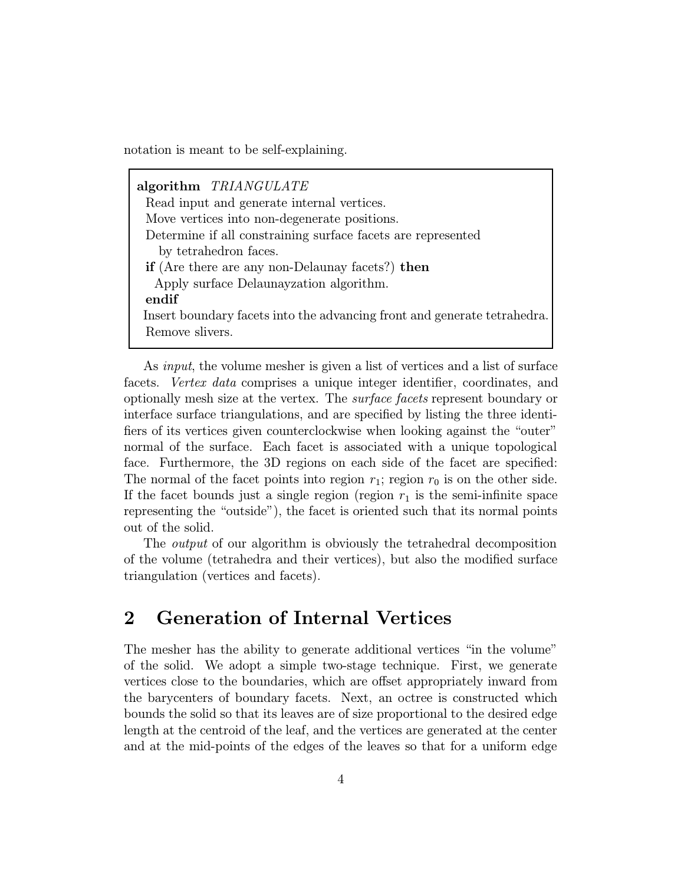notation is meant to be self-explaining.

```
algorithm  TRIANGULATE
  Read input and generate internal vertices.
  Move vertices into non-degenerate positions.
  Determine if all constraining surface facets are represented
     by tetrahedron faces.
  if (Are there are any non-Delaunay facets?) then
    Apply surface Delaunayzation algorithm.
  endif
  Insert boundary facets into the advancing front and generate tetrahedra.
  Remove slivers.
```

As *input*, the volume mesher is given a list of vertices and a list of surface facets. *Vertex data* comprises a unique integer identifier, coordinates, and optionally mesh size at the vertex. The *surface facets* represent boundary or interface surface triangulations, and are specified by listing the three identifiers of its vertices given counterclockwise when looking against the "outer" normal of the surface. Each facet is associated with a unique topological face. Furthermore, the 3D regions on each side of the facet are specified: The normal of the facet points into region $r_1$; region $r_0$ is on the other side. If the facet bounds just a single region (region $r_1$ is the semi-infinite space representing the "outside"), the facet is oriented such that its normal points out of the solid.

The *output* of our algorithm is obviously the tetrahedral decomposition of the volume (tetrahedra and their vertices), but also the modified surface triangulation (vertices and facets).

## 2 Generation of Internal Vertices

The mesher has the ability to generate additional vertices "in the volume" of the solid. We adopt a simple two-stage technique. First, we generate vertices close to the boundaries, which are offset appropriately inward from the barycenters of boundary facets. Next, an octree is constructed which bounds the solid so that its leaves are of size proportional to the desired edge length at the centroid of the leaf, and the vertices are generated at the center and at the mid-points of the edges of the leaves so that for a uniform edge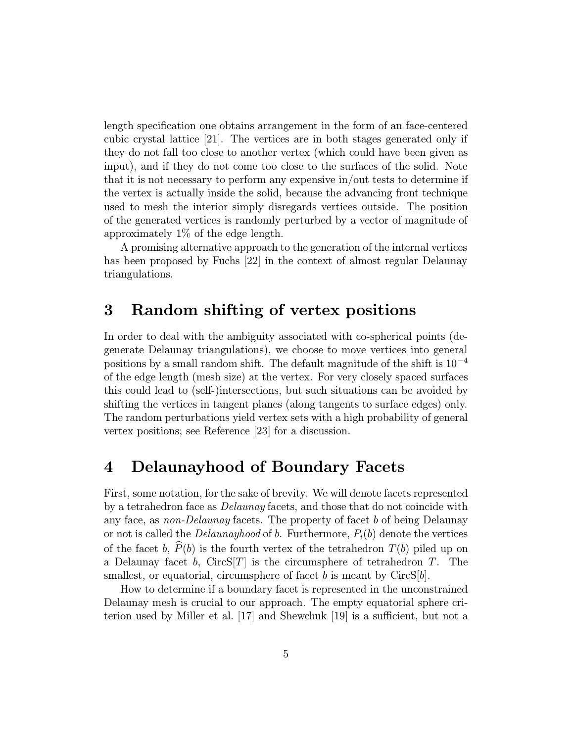length specification one obtains arrangement in the form of an face-centered cubic crystal lattice [21]. The vertices are in both stages generated only if they do not fall too close to another vertex (which could have been given as input), and if they do not come too close to the surfaces of the solid. Note that it is not necessary to perform any expensive in/out tests to determine if the vertex is actually inside the solid, because the advancing front technique used to mesh the interior simply disregards vertices outside. The position of the generated vertices is randomly perturbed by a vector of magnitude of approximately 1% of the edge length.

A promising alternative approach to the generation of the internal vertices has been proposed by Fuchs [22] in the context of almost regular Delaunay triangulations.

# 3 Random shifting of vertex positions

In order to deal with the ambiguity associated with co-spherical points (degenerate Delaunay triangulations), we choose to move vertices into general positions by a small random shift. The default magnitude of the shift is $10^{-4}$ of the edge length (mesh size) at the vertex. For very closely spaced surfaces this could lead to (self-)intersections, but such situations can be avoided by shifting the vertices in tangent planes (along tangents to surface edges) only. The random perturbations yield vertex sets with a high probability of general vertex positions; see Reference [23] for a discussion.

# 4 Delaunayhood of Boundary Facets

First, some notation, for the sake of brevity. We will denote facets represented by a tetrahedron face as *Delaunay* facets, and those that do not coincide with any face, as *non-Delaunay* facets. The property of facet $b$ of being Delaunay or not is called the *Delaunayhood* of $b$. Furthermore, $P_i(b)$ denote the vertices of the facet $b$, $\widehat{P}(b)$ is the fourth vertex of the tetrahedron $T(b)$ piled up on a Delaunay facet $b$, $\mathrm{CircS}[T]$ is the circumsphere of tetrahedron $T$. The smallest, or equatorial, circumsphere of facet $b$ is meant by $\mathrm{CircS}[b]$.

How to determine if a boundary facet is represented in the unconstrained Delaunay mesh is crucial to our approach. The empty equatorial sphere criterion used by Miller et al. [17] and Shewchuk [19] is a sufficient, but not a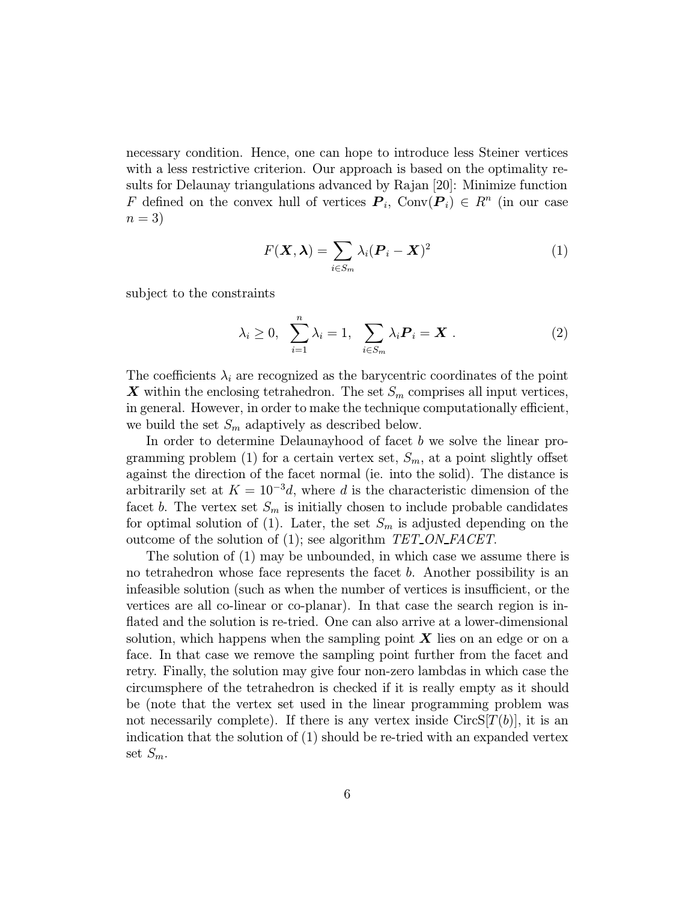necessary condition. Hence, one can hope to introduce less Steiner vertices with a less restrictive criterion. Our approach is based on the optimality results for Delaunay triangulations advanced by Rajan [20]: Minimize function $F$ defined on the convex hull of vertices $\boldsymbol{P}_i$, $\mathrm{Conv}(\boldsymbol{P}_i) \in R^n$ (in our case $n = 3$)

$$F(\boldsymbol{X}, \boldsymbol{\lambda}) = \sum_{i \in S_m} \lambda_i (\boldsymbol{P}_i - \boldsymbol{X})^2 \tag{1}$$

subject to the constraints

$$\lambda_i \geq 0, \quad \sum_{i=1}^{n} \lambda_i = 1, \quad \sum_{i \in S_m} \lambda_i \boldsymbol{P}_i = \boldsymbol{X} \ . \tag{2}$$

The coefficients $\lambda_i$ are recognized as the barycentric coordinates of the point $\boldsymbol{X}$ within the enclosing tetrahedron. The set $S_m$ comprises all input vertices, in general. However, in order to make the technique computationally efficient, we build the set $S_m$ adaptively as described below.

In order to determine Delaunayhood of facet $b$ we solve the linear programming problem (1) for a certain vertex set, $S_m$, at a point slightly offset against the direction of the facet normal (ie. into the solid). The distance is arbitrarily set at $K = 10^{-3}d$, where $d$ is the characteristic dimension of the facet $b$. The vertex set $S_m$ is initially chosen to include probable candidates for optimal solution of (1). Later, the set $S_m$ is adjusted depending on the outcome of the solution of (1); see algorithm *TET_ON_FACET*.

The solution of (1) may be unbounded, in which case we assume there is no tetrahedron whose face represents the facet $b$. Another possibility is an infeasible solution (such as when the number of vertices is insufficient, or the vertices are all co-linear or co-planar). In that case the search region is inflated and the solution is re-tried. One can also arrive at a lower-dimensional solution, which happens when the sampling point $\boldsymbol{X}$ lies on an edge or on a face. In that case we remove the sampling point further from the facet and retry. Finally, the solution may give four non-zero lambdas in which case the circumsphere of the tetrahedron is checked if it is really empty as it should be (note that the vertex set used in the linear programming problem was not necessarily complete). If there is any vertex inside $\mathrm{CircS}[T(b)]$, it is an indication that the solution of (1) should be re-tried with an expanded vertex set $S_m$.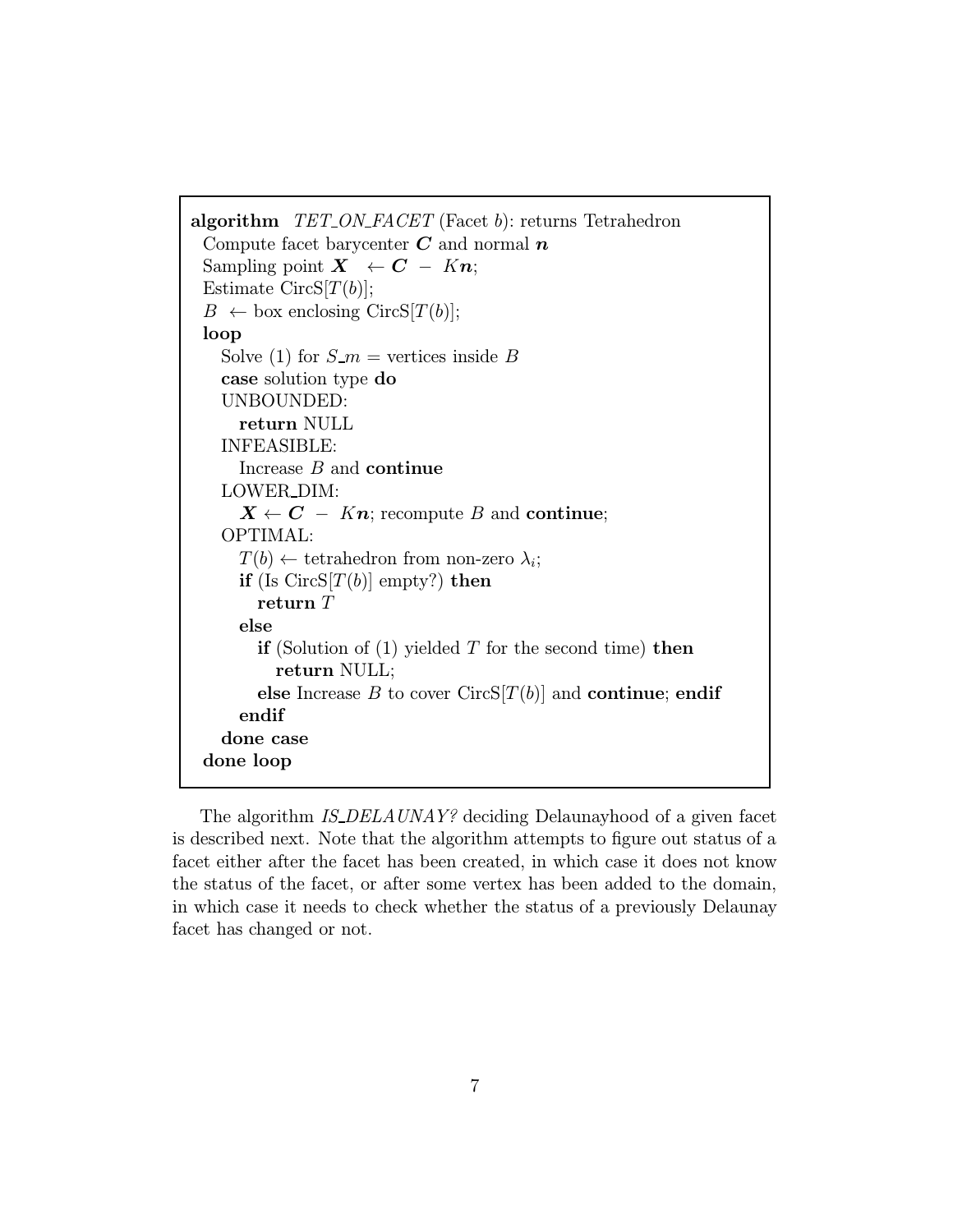```
algorithm  TET_ON_FACET (Facet b): returns Tetrahedron
  Compute facet barycenter C and normal n
  Sampling point X  ← C − Kn;
  Estimate CircS[T(b)];
  B ← box enclosing CircS[T(b)];
  loop
    Solve (1) for S_m = vertices inside B
    case solution type do
    UNBOUNDED:
      return NULL
    INFEASIBLE:
      Increase B and continue
    LOWER_DIM:
      X ← C − Kn; recompute B and continue;
    OPTIMAL:
      T(b) ← tetrahedron from non-zero λ_i;
      if (Is CircS[T(b)] empty?) then
        return T
      else
        if (Solution of (1) yielded T for the second time) then
          return NULL;
        else Increase B to cover CircS[T(b)] and continue; endif
      endif
    done case
  done loop
```

The algorithm *IS_DELAUNAY?* deciding Delaunayhood of a given facet is described next. Note that the algorithm attempts to figure out status of a facet either after the facet has been created, in which case it does not know the status of the facet, or after some vertex has been added to the domain, in which case it needs to check whether the status of a previously Delaunay facet has changed or not.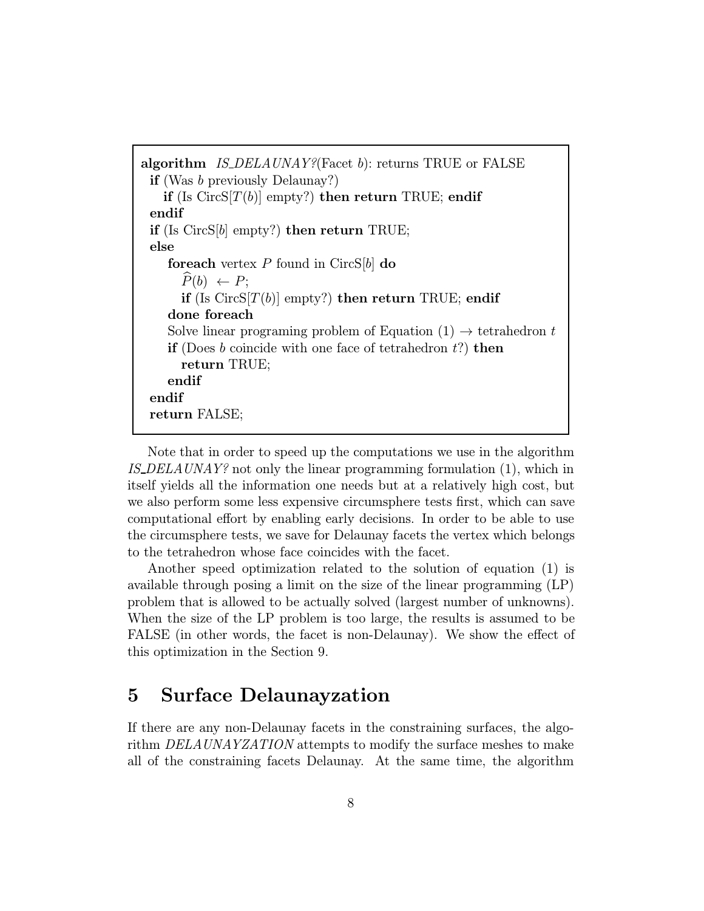```
algorithm  IS_DELAUNAY?(Facet b): returns TRUE or FALSE
  if (Was b previously Delaunay?)
    if (Is CircS[T(b)] empty?) then return TRUE; endif
  endif
  if (Is CircS[b] empty?) then return TRUE;
  else
     foreach vertex P found in CircS[b] do
        P̂(b) ← P;
        if (Is CircS[T(b)] empty?) then return TRUE; endif
     done foreach
     Solve linear programing problem of Equation (1) → tetrahedron t
     if (Does b coincide with one face of tetrahedron t?) then
        return TRUE;
     endif
  endif
  return FALSE;
```

Note that in order to speed up the computations we use in the algorithm *IS_DELAUNAY?* not only the linear programming formulation (1), which in itself yields all the information one needs but at a relatively high cost, but we also perform some less expensive circumsphere tests first, which can save computational effort by enabling early decisions. In order to be able to use the circumsphere tests, we save for Delaunay facets the vertex which belongs to the tetrahedron whose face coincides with the facet.

Another speed optimization related to the solution of equation (1) is available through posing a limit on the size of the linear programming (LP) problem that is allowed to be actually solved (largest number of unknowns). When the size of the LP problem is too large, the results is assumed to be FALSE (in other words, the facet is non-Delaunay). We show the effect of this optimization in the Section 9.

# 5 Surface Delaunayzation

If there are any non-Delaunay facets in the constraining surfaces, the algorithm *DELAUNAYZATION* attempts to modify the surface meshes to make all of the constraining facets Delaunay. At the same time, the algorithm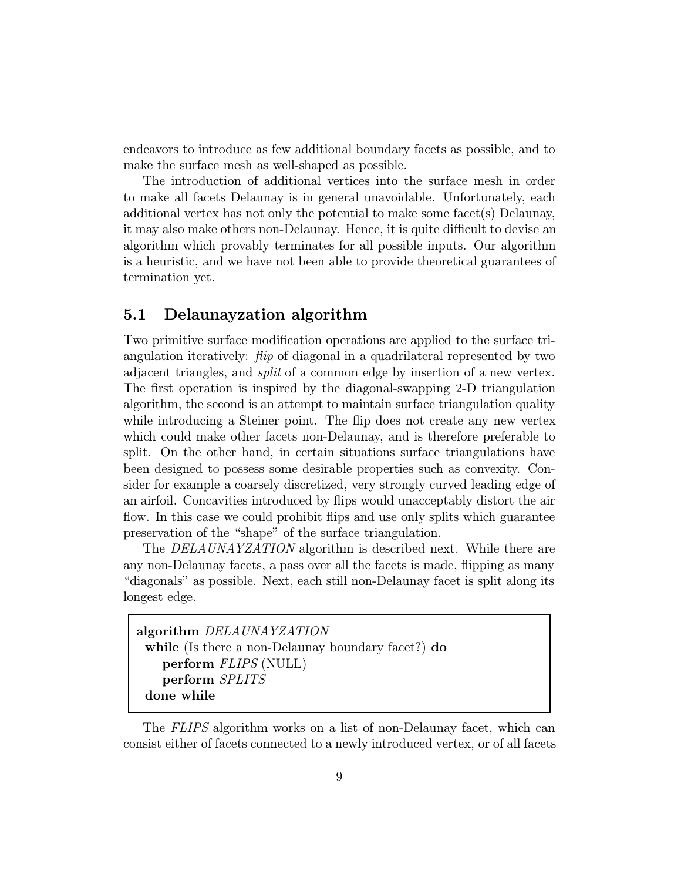endeavors to introduce as few additional boundary facets as possible, and to make the surface mesh as well-shaped as possible.

The introduction of additional vertices into the surface mesh in order to make all facets Delaunay is in general unavoidable. Unfortunately, each additional vertex has not only the potential to make some facet(s) Delaunay, it may also make others non-Delaunay. Hence, it is quite difficult to devise an algorithm which provably terminates for all possible inputs. Our algorithm is a heuristic, and we have not been able to provide theoretical guarantees of termination yet.

## 5.1 Delaunayzation algorithm

Two primitive surface modification operations are applied to the surface triangulation iteratively: *flip* of diagonal in a quadrilateral represented by two adjacent triangles, and *split* of a common edge by insertion of a new vertex. The first operation is inspired by the diagonal-swapping 2-D triangulation algorithm, the second is an attempt to maintain surface triangulation quality while introducing a Steiner point. The flip does not create any new vertex which could make other facets non-Delaunay, and is therefore preferable to split. On the other hand, in certain situations surface triangulations have been designed to possess some desirable properties such as convexity. Consider for example a coarsely discretized, very strongly curved leading edge of an airfoil. Concavities introduced by flips would unacceptably distort the air flow. In this case we could prohibit flips and use only splits which guarantee preservation of the "shape" of the surface triangulation.

The *DELAUNAYZATION* algorithm is described next. While there are any non-Delaunay facets, a pass over all the facets is made, flipping as many "diagonals" as possible. Next, each still non-Delaunay facet is split along its longest edge.

```
algorithm DELAUNAYZATION
  while (Is there a non-Delaunay boundary facet?) do
     perform FLIPS (NULL)
     perform SPLITS
  done while
```

The *FLIPS* algorithm works on a list of non-Delaunay facet, which can consist either of facets connected to a newly introduced vertex, or of all facets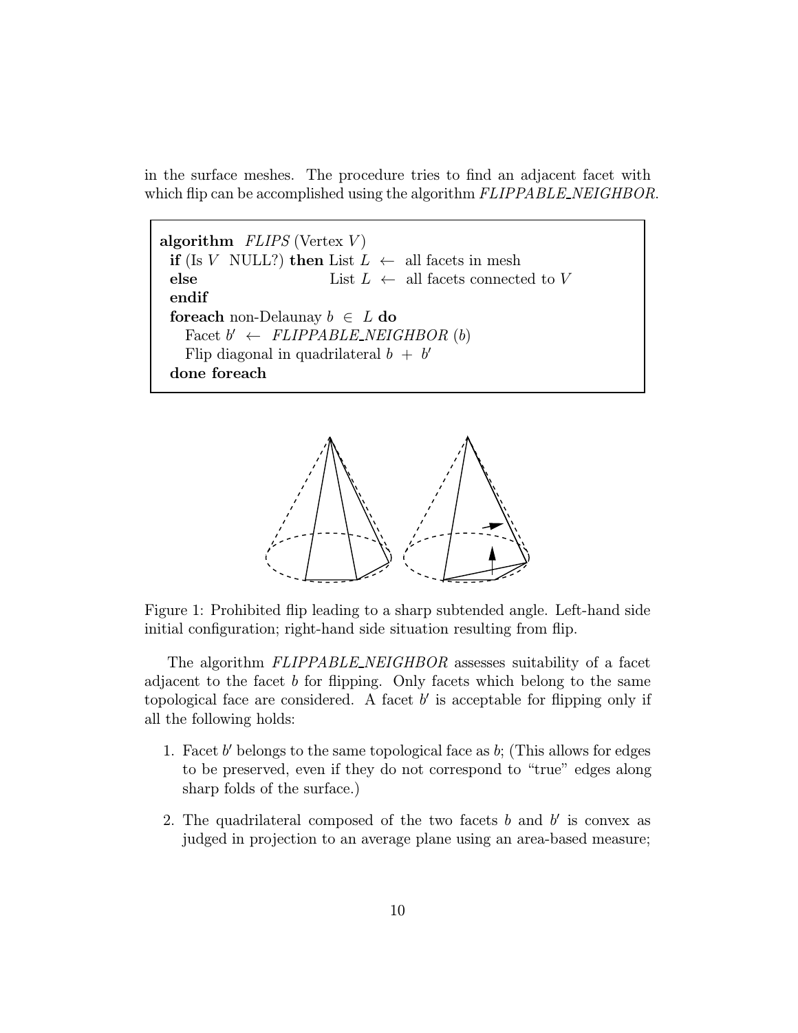in the surface meshes. The procedure tries to find an adjacent facet with which flip can be accomplished using the algorithm *FLIPPABLE_NEIGHBOR*.

```
algorithm  FLIPS (Vertex V)
  if (Is V  NULL?) then List L  ←  all facets in mesh
  else                  List L  ←  all facets connected to V
  endif
  foreach non-Delaunay b ∈ L do
     Facet b′ ← FLIPPABLE_NEIGHBOR (b)
     Flip diagonal in quadrilateral b + b′
  done foreach
```

Figure 1: Prohibited flip leading to a sharp subtended angle. Left-hand side initial configuration; right-hand side situation resulting from flip.

The algorithm *FLIPPABLE_NEIGHBOR* assesses suitability of a facet adjacent to the facet $b$ for flipping. Only facets which belong to the same topological face are considered. A facet $b'$ is acceptable for flipping only if all the following holds:

1. Facet $b'$ belongs to the same topological face as $b$; (This allows for edges to be preserved, even if they do not correspond to "true" edges along sharp folds of the surface.)
2. The quadrilateral composed of the two facets $b$ and $b'$ is convex as judged in projection to an average plane using an area-based measure;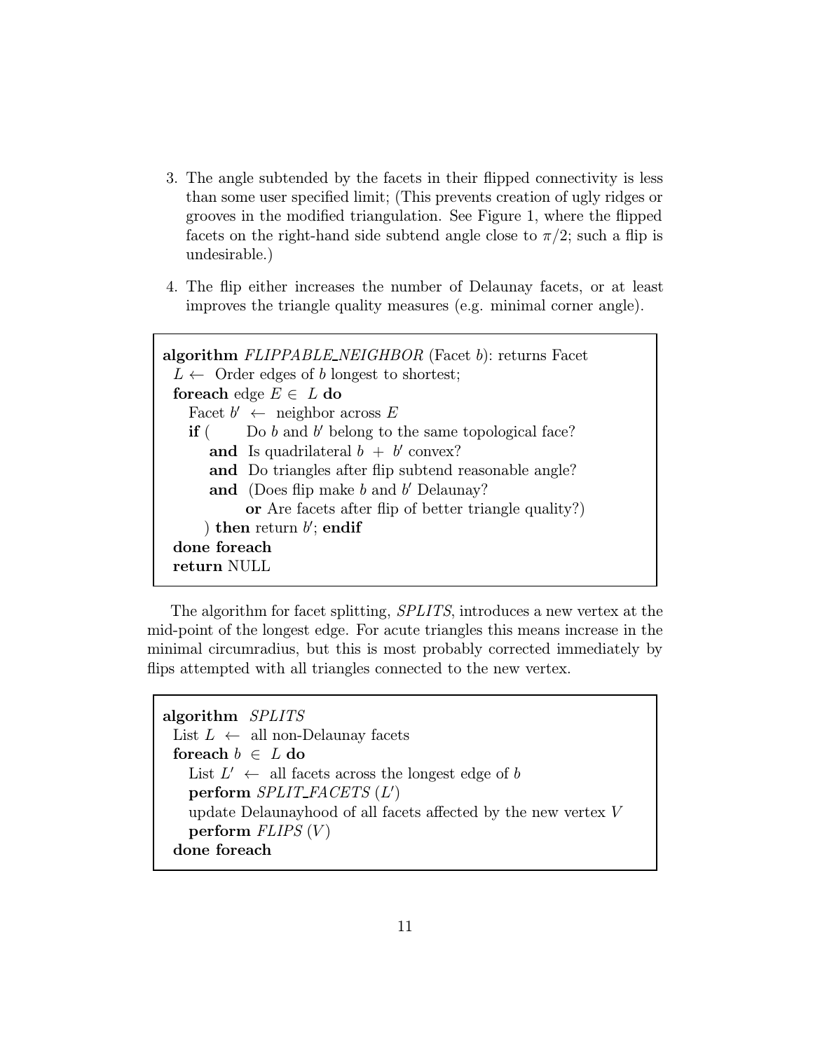3. The angle subtended by the facets in their flipped connectivity is less than some user specified limit; (This prevents creation of ugly ridges or grooves in the modified triangulation. See Figure 1, where the flipped facets on the right-hand side subtend angle close to $\pi/2$; such a flip is undesirable.)

4. The flip either increases the number of Delaunay facets, or at least improves the triangle quality measures (e.g. minimal corner angle).

```
algorithm FLIPPABLE_NEIGHBOR (Facet b): returns Facet
  L ← Order edges of b longest to shortest;
  foreach edge E ∈ L do
     Facet b' ← neighbor across E
     if (     Do b and b' belong to the same topological face?
         and  Is quadrilateral b + b' convex?
         and  Do triangles after flip subtend reasonable angle?
         and  (Does flip make b and b' Delaunay?
                or Are facets after flip of better triangle quality?)
        ) then return b'; endif
  done foreach
  return NULL
```

The algorithm for facet splitting, *SPLITS*, introduces a new vertex at the mid-point of the longest edge. For acute triangles this means increase in the minimal circumradius, but this is most probably corrected immediately by flips attempted with all triangles connected to the new vertex.

```
algorithm SPLITS
  List L ← all non-Delaunay facets
  foreach b ∈ L do
     List L' ← all facets across the longest edge of b
     perform SPLIT_FACETS (L')
     update Delaunayhood of all facets affected by the new vertex V
     perform FLIPS (V)
  done foreach
```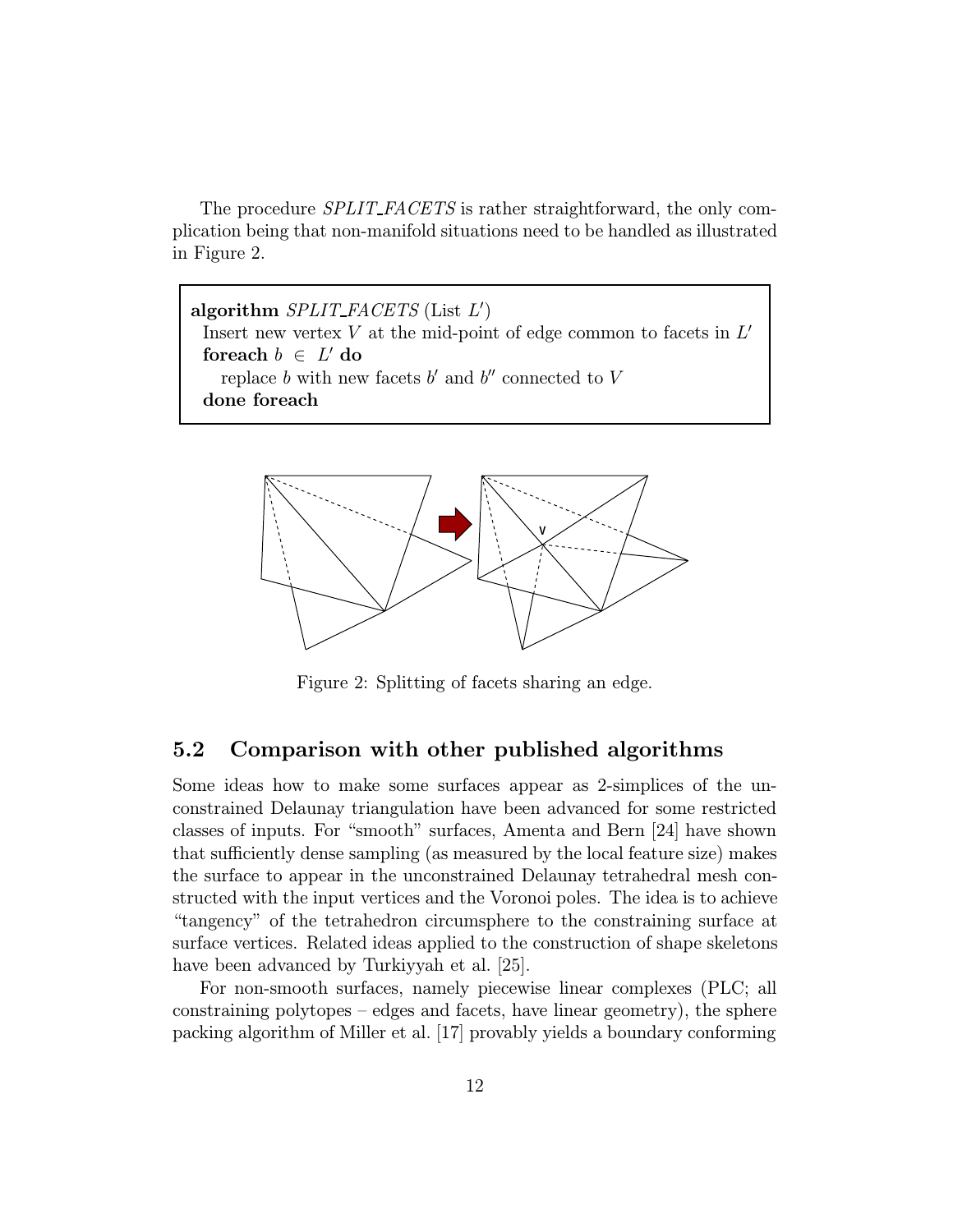The procedure *SPLIT_FACETS* is rather straightforward, the only complication being that non-manifold situations need to be handled as illustrated in Figure 2.

```
algorithm SPLIT_FACETS (List L')
  Insert new vertex V at the mid-point of edge common to facets in L'
  foreach b ∈ L' do
    replace b with new facets b' and b'' connected to V
  done foreach
```

Figure 2: Splitting of facets sharing an edge.

## 5.2 Comparison with other published algorithms

Some ideas how to make some surfaces appear as 2-simplices of the unconstrained Delaunay triangulation have been advanced for some restricted classes of inputs. For "smooth" surfaces, Amenta and Bern [24] have shown that sufficiently dense sampling (as measured by the local feature size) makes the surface to appear in the unconstrained Delaunay tetrahedral mesh constructed with the input vertices and the Voronoi poles. The idea is to achieve "tangency" of the tetrahedron circumsphere to the constraining surface at surface vertices. Related ideas applied to the construction of shape skeletons have been advanced by Turkiyyah et al. [25].

For non-smooth surfaces, namely piecewise linear complexes (PLC; all constraining polytopes – edges and facets, have linear geometry), the sphere packing algorithm of Miller et al. [17] provably yields a boundary conforming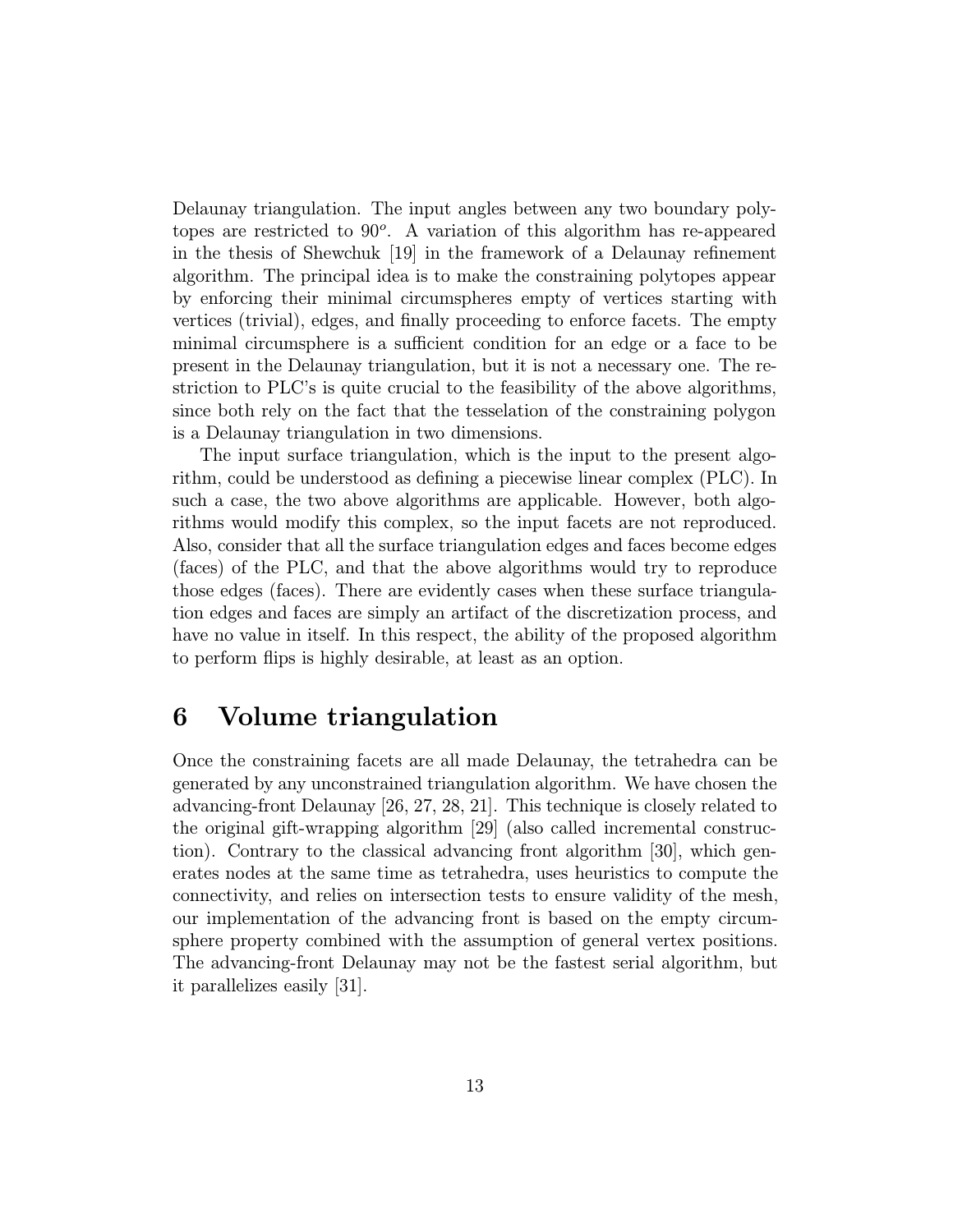Delaunay triangulation. The input angles between any two boundary polytopes are restricted to $90^o$. A variation of this algorithm has re-appeared in the thesis of Shewchuk [19] in the framework of a Delaunay refinement algorithm. The principal idea is to make the constraining polytopes appear by enforcing their minimal circumspheres empty of vertices starting with vertices (trivial), edges, and finally proceeding to enforce facets. The empty minimal circumsphere is a sufficient condition for an edge or a face to be present in the Delaunay triangulation, but it is not a necessary one. The restriction to PLC's is quite crucial to the feasibility of the above algorithms, since both rely on the fact that the tesselation of the constraining polygon is a Delaunay triangulation in two dimensions.

The input surface triangulation, which is the input to the present algorithm, could be understood as defining a piecewise linear complex (PLC). In such a case, the two above algorithms are applicable. However, both algorithms would modify this complex, so the input facets are not reproduced. Also, consider that all the surface triangulation edges and faces become edges (faces) of the PLC, and that the above algorithms would try to reproduce those edges (faces). There are evidently cases when these surface triangulation edges and faces are simply an artifact of the discretization process, and have no value in itself. In this respect, the ability of the proposed algorithm to perform flips is highly desirable, at least as an option.

# 6 Volume triangulation

Once the constraining facets are all made Delaunay, the tetrahedra can be generated by any unconstrained triangulation algorithm. We have chosen the advancing-front Delaunay [26, 27, 28, 21]. This technique is closely related to the original gift-wrapping algorithm [29] (also called incremental construction). Contrary to the classical advancing front algorithm [30], which generates nodes at the same time as tetrahedra, uses heuristics to compute the connectivity, and relies on intersection tests to ensure validity of the mesh, our implementation of the advancing front is based on the empty circumsphere property combined with the assumption of general vertex positions. The advancing-front Delaunay may not be the fastest serial algorithm, but it parallelizes easily [31].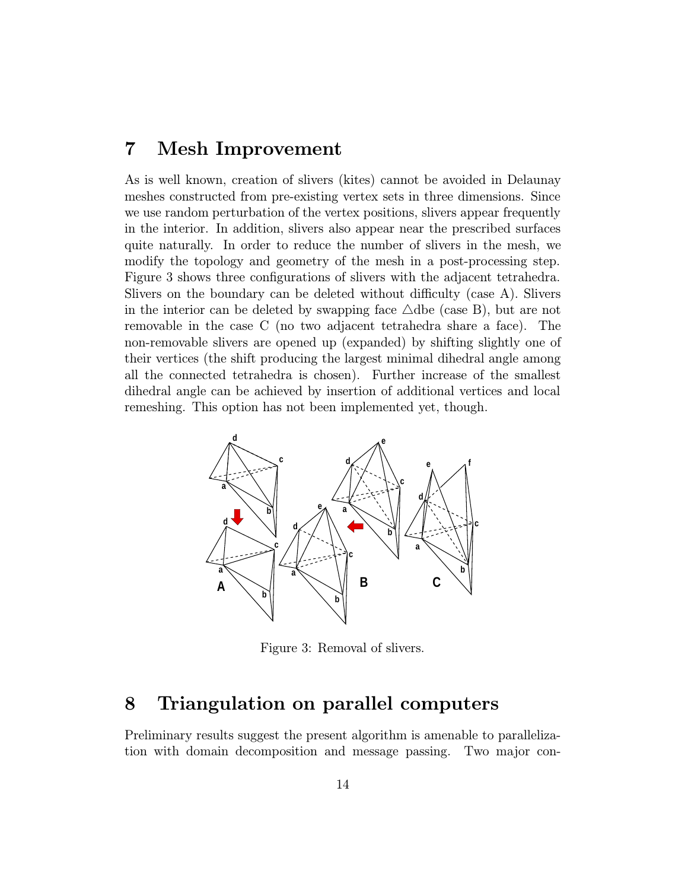# 7 Mesh Improvement

As is well known, creation of slivers (kites) cannot be avoided in Delaunay meshes constructed from pre-existing vertex sets in three dimensions. Since we use random perturbation of the vertex positions, slivers appear frequently in the interior. In addition, slivers also appear near the prescribed surfaces quite naturally. In order to reduce the number of slivers in the mesh, we modify the topology and geometry of the mesh in a post-processing step. Figure 3 shows three configurations of slivers with the adjacent tetrahedra. Slivers on the boundary can be deleted without difficulty (case A). Slivers in the interior can be deleted by swapping face $\triangle$dbe (case B), but are not removable in the case C (no two adjacent tetrahedra share a face). The non-removable slivers are opened up (expanded) by shifting slightly one of their vertices (the shift producing the largest minimal dihedral angle among all the connected tetrahedra is chosen). Further increase of the smallest dihedral angle can be achieved by insertion of additional vertices and local remeshing. This option has not been implemented yet, though.

Figure 3: Removal of slivers.

# 8 Triangulation on parallel computers

Preliminary results suggest the present algorithm is amenable to parallelization with domain decomposition and message passing. Two major con-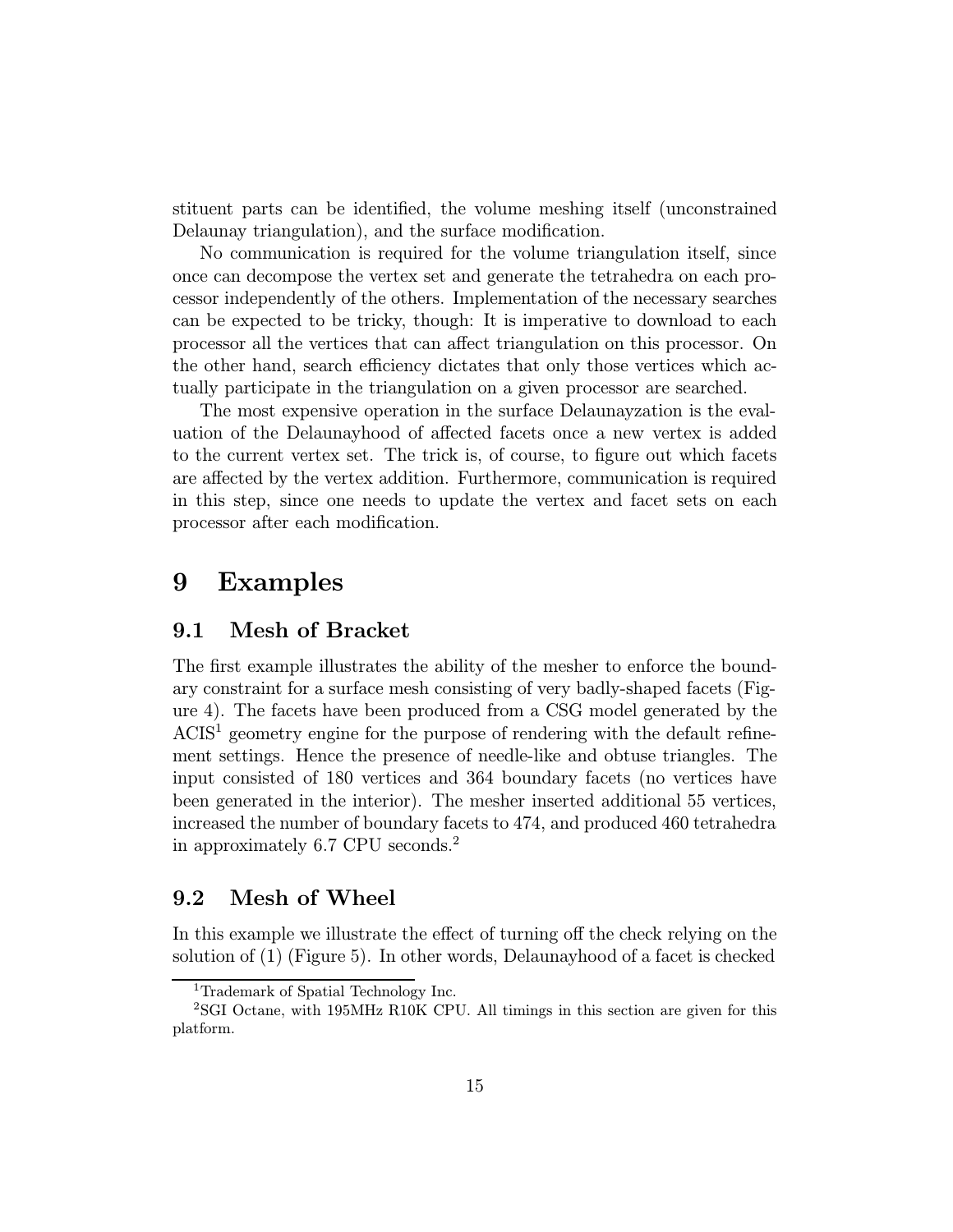stituent parts can be identified, the volume meshing itself (unconstrained Delaunay triangulation), and the surface modification.

No communication is required for the volume triangulation itself, since once can decompose the vertex set and generate the tetrahedra on each processor independently of the others. Implementation of the necessary searches can be expected to be tricky, though: It is imperative to download to each processor all the vertices that can affect triangulation on this processor. On the other hand, search efficiency dictates that only those vertices which actually participate in the triangulation on a given processor are searched.

The most expensive operation in the surface Delaunayzation is the evaluation of the Delaunayhood of affected facets once a new vertex is added to the current vertex set. The trick is, of course, to figure out which facets are affected by the vertex addition. Furthermore, communication is required in this step, since one needs to update the vertex and facet sets on each processor after each modification.

# 9 Examples

## 9.1 Mesh of Bracket

The first example illustrates the ability of the mesher to enforce the boundary constraint for a surface mesh consisting of very badly-shaped facets (Figure 4). The facets have been produced from a CSG model generated by the ACIS[1] geometry engine for the purpose of rendering with the default refinement settings. Hence the presence of needle-like and obtuse triangles. The input consisted of 180 vertices and 364 boundary facets (no vertices have been generated in the interior). The mesher inserted additional 55 vertices, increased the number of boundary facets to 474, and produced 460 tetrahedra in approximately 6.7 CPU seconds.[2]

## 9.2 Mesh of Wheel

In this example we illustrate the effect of turning off the check relying on the solution of (1) (Figure 5). In other words, Delaunayhood of a facet is checked

[1] Trademark of Spatial Technology Inc.

[2] SGI Octane, with 195MHz R10K CPU. All timings in this section are given for this platform.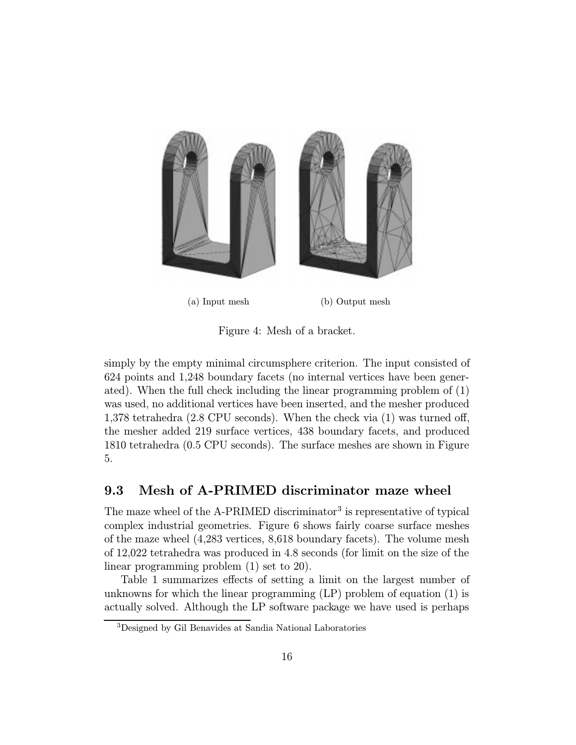(a) Input mesh (b) Output mesh

Figure 4: Mesh of a bracket.

simply by the empty minimal circumsphere criterion. The input consisted of 624 points and 1,248 boundary facets (no internal vertices have been generated). When the full check including the linear programming problem of (1) was used, no additional vertices have been inserted, and the mesher produced 1,378 tetrahedra (2.8 CPU seconds). When the check via (1) was turned off, the mesher added 219 surface vertices, 438 boundary facets, and produced 1810 tetrahedra (0.5 CPU seconds). The surface meshes are shown in Figure 5.

### 9.3 Mesh of A-PRIMED discriminator maze wheel

The maze wheel of the A-PRIMED discriminator[3] is representative of typical complex industrial geometries. Figure 6 shows fairly coarse surface meshes of the maze wheel (4,283 vertices, 8,618 boundary facets). The volume mesh of 12,022 tetrahedra was produced in 4.8 seconds (for limit on the size of the linear programming problem (1) set to 20).

Table 1 summarizes effects of setting a limit on the largest number of unknowns for which the linear programming (LP) problem of equation (1) is actually solved. Although the LP software package we have used is perhaps

[3] Designed by Gil Benavides at Sandia National Laboratories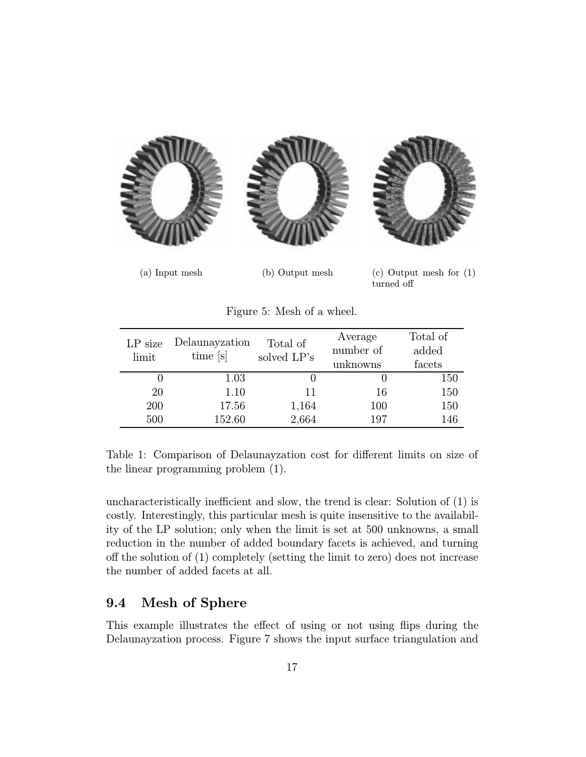(a) Input mesh

(b) Output mesh

(c) Output mesh for (1) turned off

Figure 5: Mesh of a wheel.

| LP size limit | Delaunayzation time [s] | Total of solved LP's | Average number of unknowns | Total of added facets |
|---|---|---|---|---|
| 0 | 1.03 | 0 | 0 | 150 |
| 20 | 1.10 | 11 | 16 | 150 |
| 200 | 17.56 | 1,164 | 100 | 150 |
| 500 | 152.60 | 2,664 | 197 | 146 |

Table 1: Comparison of Delaunayzation cost for different limits on size of the linear programming problem (1).

uncharacteristically inefficient and slow, the trend is clear: Solution of (1) is costly. Interestingly, this particular mesh is quite insensitive to the availability of the LP solution; only when the limit is set at 500 unknowns, a small reduction in the number of added boundary facets is achieved, and turning off the solution of (1) completely (setting the limit to zero) does not increase the number of added facets at all.

## 9.4 Mesh of Sphere

This example illustrates the effect of using or not using flips during the Delaunayzation process. Figure 7 shows the input surface triangulation and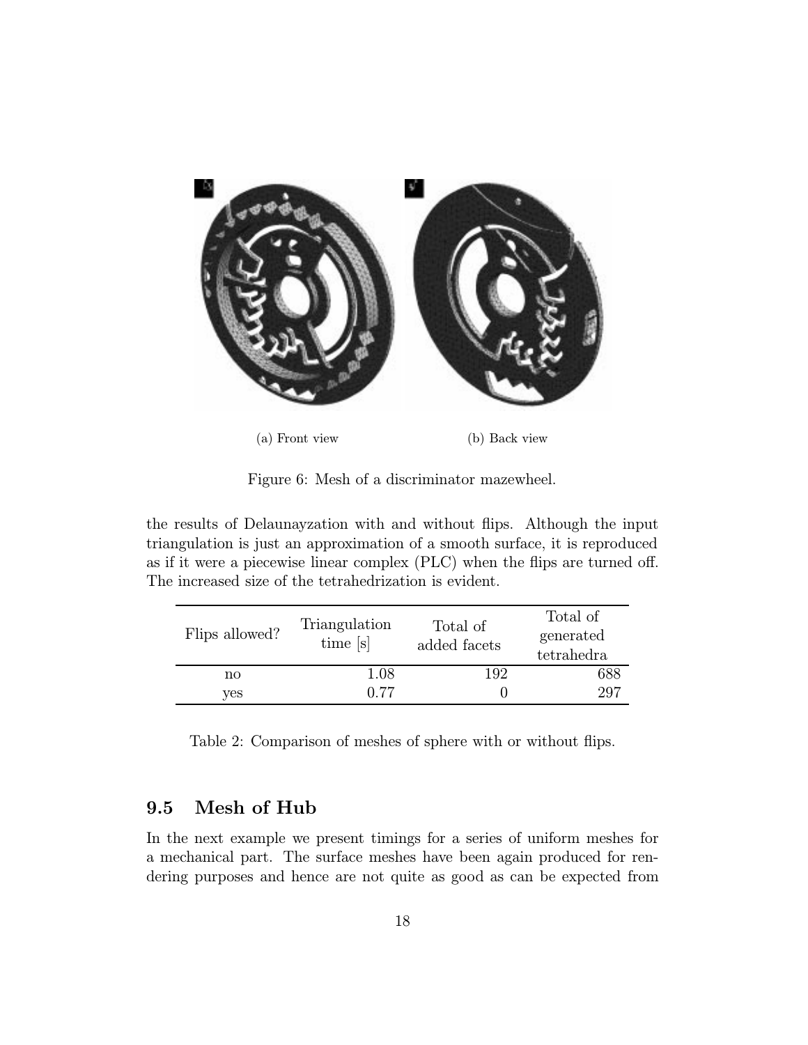(a) Front view

(b) Back view

Figure 6: Mesh of a discriminator mazewheel.

the results of Delaunayzation with and without flips. Although the input triangulation is just an approximation of a smooth surface, it is reproduced as if it were a piecewise linear complex (PLC) when the flips are turned off. The increased size of the tetrahedrization is evident.

| Flips allowed? | Triangulation time [s] | Total of added facets | Total of generated tetrahedra |
|---|---|---|---|
| no | 1.08 | 192 | 688 |
| yes | 0.77 | 0 | 297 |

Table 2: Comparison of meshes of sphere with or without flips.

### 9.5 Mesh of Hub

In the next example we present timings for a series of uniform meshes for a mechanical part. The surface meshes have been again produced for rendering purposes and hence are not quite as good as can be expected from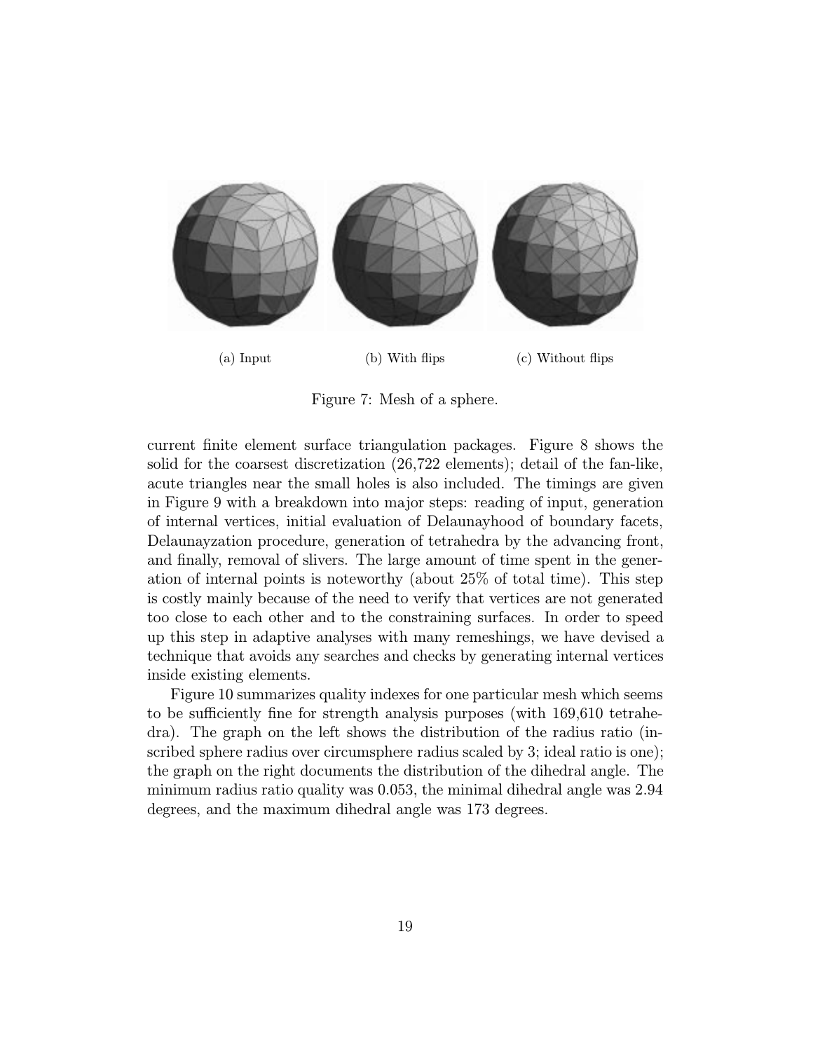(a) Input (b) With flips (c) Without flips

Figure 7: Mesh of a sphere.

current finite element surface triangulation packages. Figure 8 shows the solid for the coarsest discretization (26,722 elements); detail of the fan-like, acute triangles near the small holes is also included. The timings are given in Figure 9 with a breakdown into major steps: reading of input, generation of internal vertices, initial evaluation of Delaunayhood of boundary facets, Delaunayzation procedure, generation of tetrahedra by the advancing front, and finally, removal of slivers. The large amount of time spent in the generation of internal points is noteworthy (about 25% of total time). This step is costly mainly because of the need to verify that vertices are not generated too close to each other and to the constraining surfaces. In order to speed up this step in adaptive analyses with many remeshings, we have devised a technique that avoids any searches and checks by generating internal vertices inside existing elements.

Figure 10 summarizes quality indexes for one particular mesh which seems to be sufficiently fine for strength analysis purposes (with 169,610 tetrahedra). The graph on the left shows the distribution of the radius ratio (inscribed sphere radius over circumsphere radius scaled by 3; ideal ratio is one); the graph on the right documents the distribution of the dihedral angle. The minimum radius ratio quality was 0.053, the minimal dihedral angle was 2.94 degrees, and the maximum dihedral angle was 173 degrees.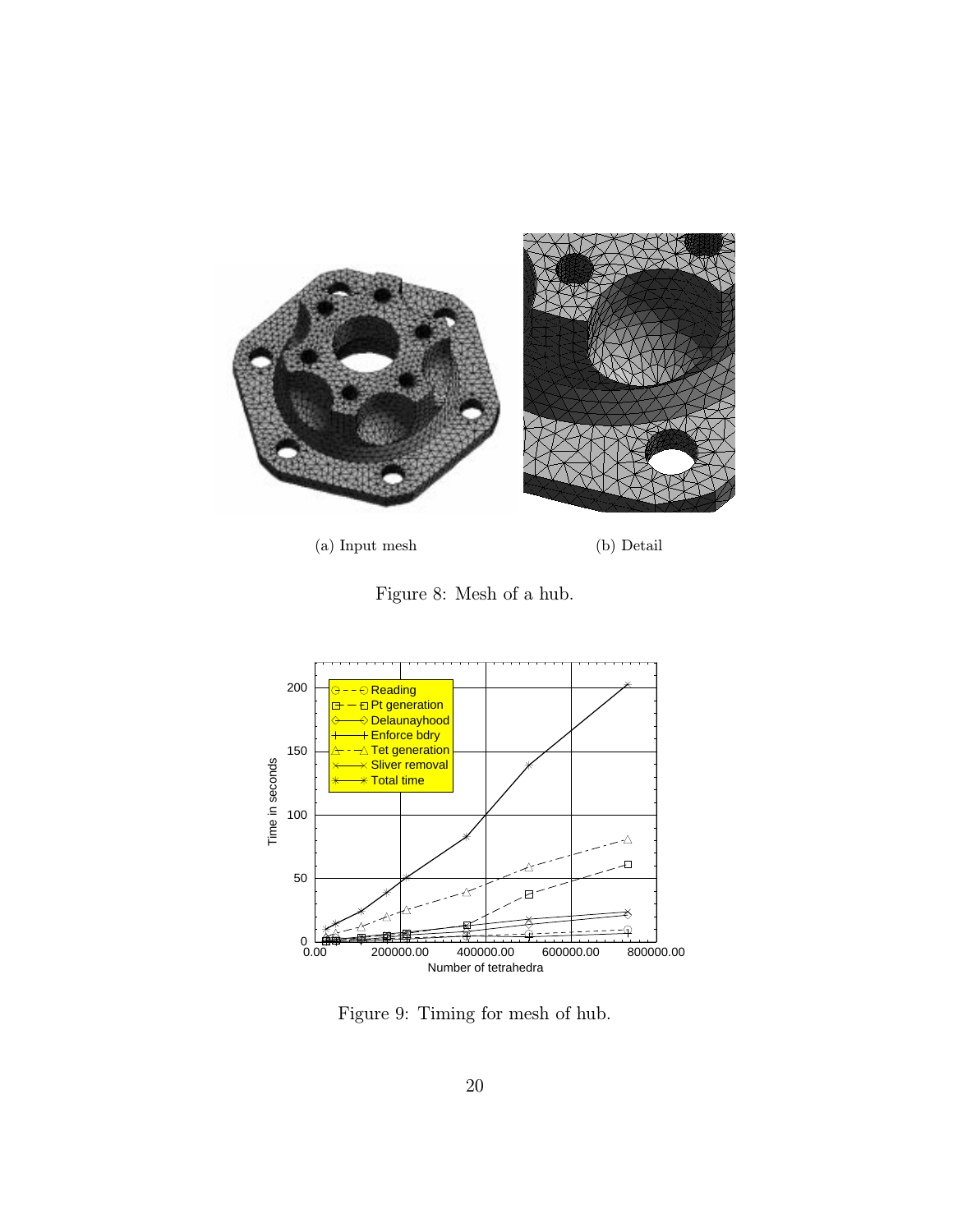(a) Input mesh

(b) Detail

Figure 8: Mesh of a hub.

Figure 9: Timing for mesh of hub.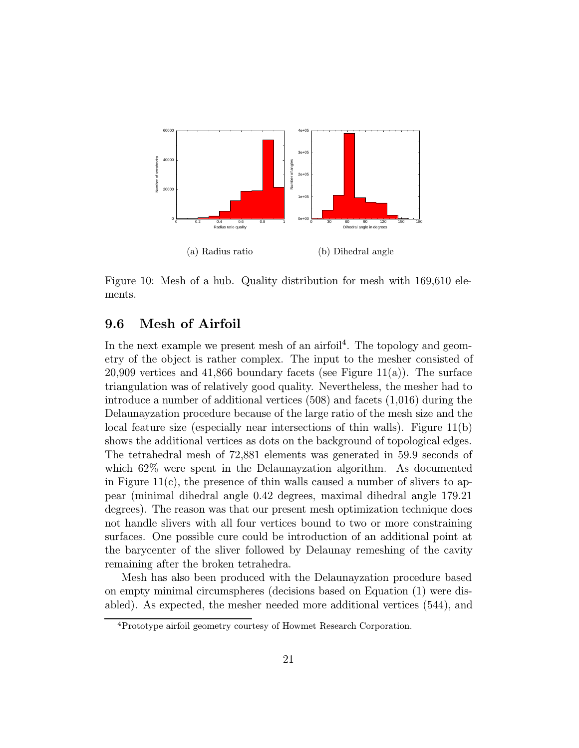(a) Radius ratio

(b) Dihedral angle

Figure 10: Mesh of a hub. Quality distribution for mesh with 169,610 elements.

### 9.6 Mesh of Airfoil

In the next example we present mesh of an airfoil[4]. The topology and geometry of the object is rather complex. The input to the mesher consisted of 20,909 vertices and 41,866 boundary facets (see Figure 11(a)). The surface triangulation was of relatively good quality. Nevertheless, the mesher had to introduce a number of additional vertices (508) and facets (1,016) during the Delaunayzation procedure because of the large ratio of the mesh size and the local feature size (especially near intersections of thin walls). Figure 11(b) shows the additional vertices as dots on the background of topological edges. The tetrahedral mesh of 72,881 elements was generated in 59.9 seconds of which 62% were spent in the Delaunayzation algorithm. As documented in Figure 11(c), the presence of thin walls caused a number of slivers to appear (minimal dihedral angle 0.42 degrees, maximal dihedral angle 179.21 degrees). The reason was that our present mesh optimization technique does not handle slivers with all four vertices bound to two or more constraining surfaces. One possible cure could be introduction of an additional point at the barycenter of the sliver followed by Delaunay remeshing of the cavity remaining after the broken tetrahedra.

Mesh has also been produced with the Delaunayzation procedure based on empty minimal circumspheres (decisions based on Equation (1) were disabled). As expected, the mesher needed more additional vertices (544), and

[4]Prototype airfoil geometry courtesy of Howmet Research Corporation.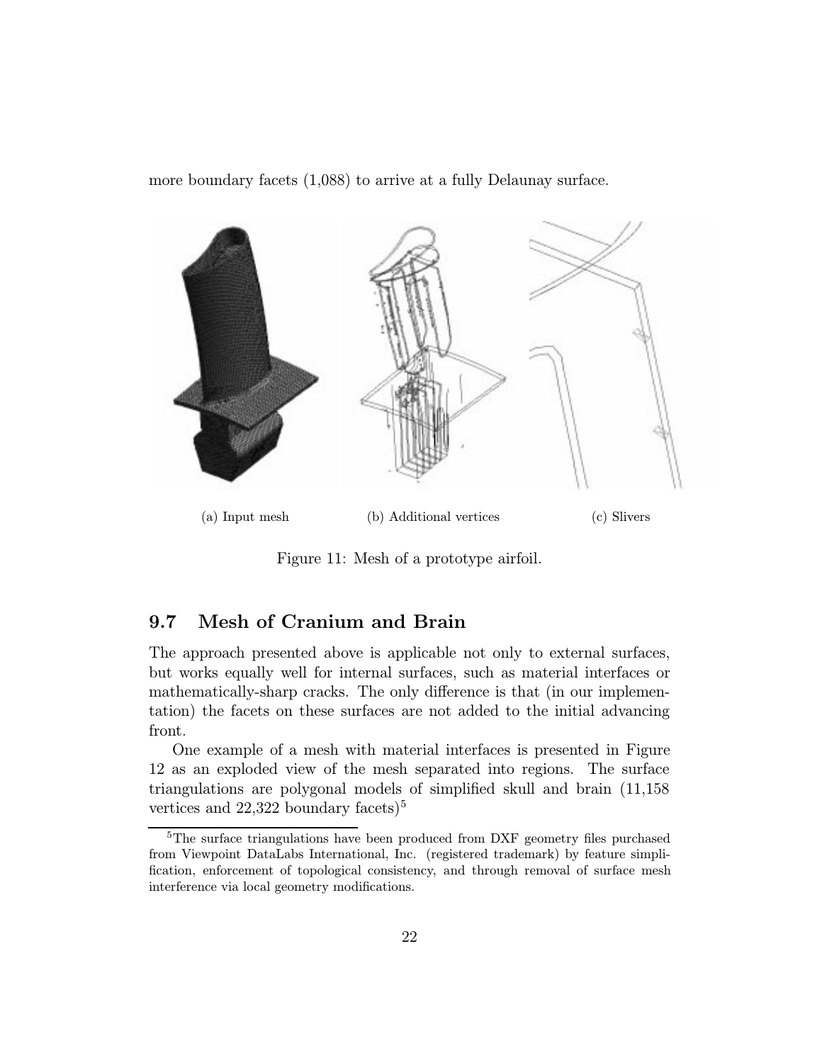more boundary facets (1,088) to arrive at a fully Delaunay surface.

(a) Input mesh (b) Additional vertices (c) Slivers

Figure 11: Mesh of a prototype airfoil.

## 9.7 Mesh of Cranium and Brain

The approach presented above is applicable not only to external surfaces, but works equally well for internal surfaces, such as material interfaces or mathematically-sharp cracks. The only difference is that (in our implementation) the facets on these surfaces are not added to the initial advancing front.

One example of a mesh with material interfaces is presented in Figure 12 as an exploded view of the mesh separated into regions. The surface triangulations are polygonal models of simplified skull and brain (11,158 vertices and 22,322 boundary facets)[5]

[5]The surface triangulations have been produced from DXF geometry files purchased from Viewpoint DataLabs International, Inc. (registered trademark) by feature simplification, enforcement of topological consistency, and through removal of surface mesh interference via local geometry modifications.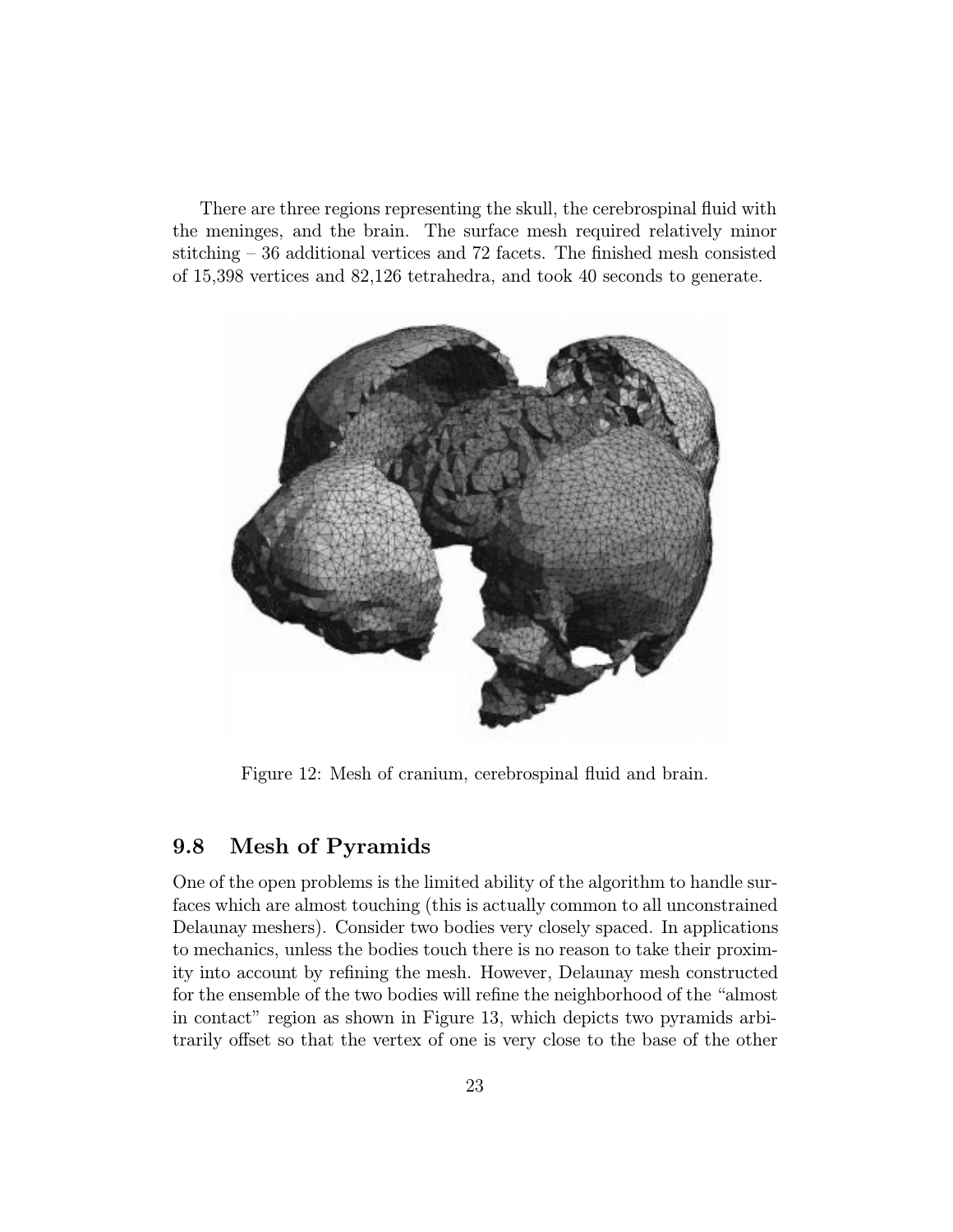There are three regions representing the skull, the cerebrospinal fluid with the meninges, and the brain. The surface mesh required relatively minor stitching – 36 additional vertices and 72 facets. The finished mesh consisted of 15,398 vertices and 82,126 tetrahedra, and took 40 seconds to generate.

Figure 12: Mesh of cranium, cerebrospinal fluid and brain.

## 9.8 Mesh of Pyramids

One of the open problems is the limited ability of the algorithm to handle surfaces which are almost touching (this is actually common to all unconstrained Delaunay meshers). Consider two bodies very closely spaced. In applications to mechanics, unless the bodies touch there is no reason to take their proximity into account by refining the mesh. However, Delaunay mesh constructed for the ensemble of the two bodies will refine the neighborhood of the "almost in contact" region as shown in Figure 13, which depicts two pyramids arbitrarily offset so that the vertex of one is very close to the base of the other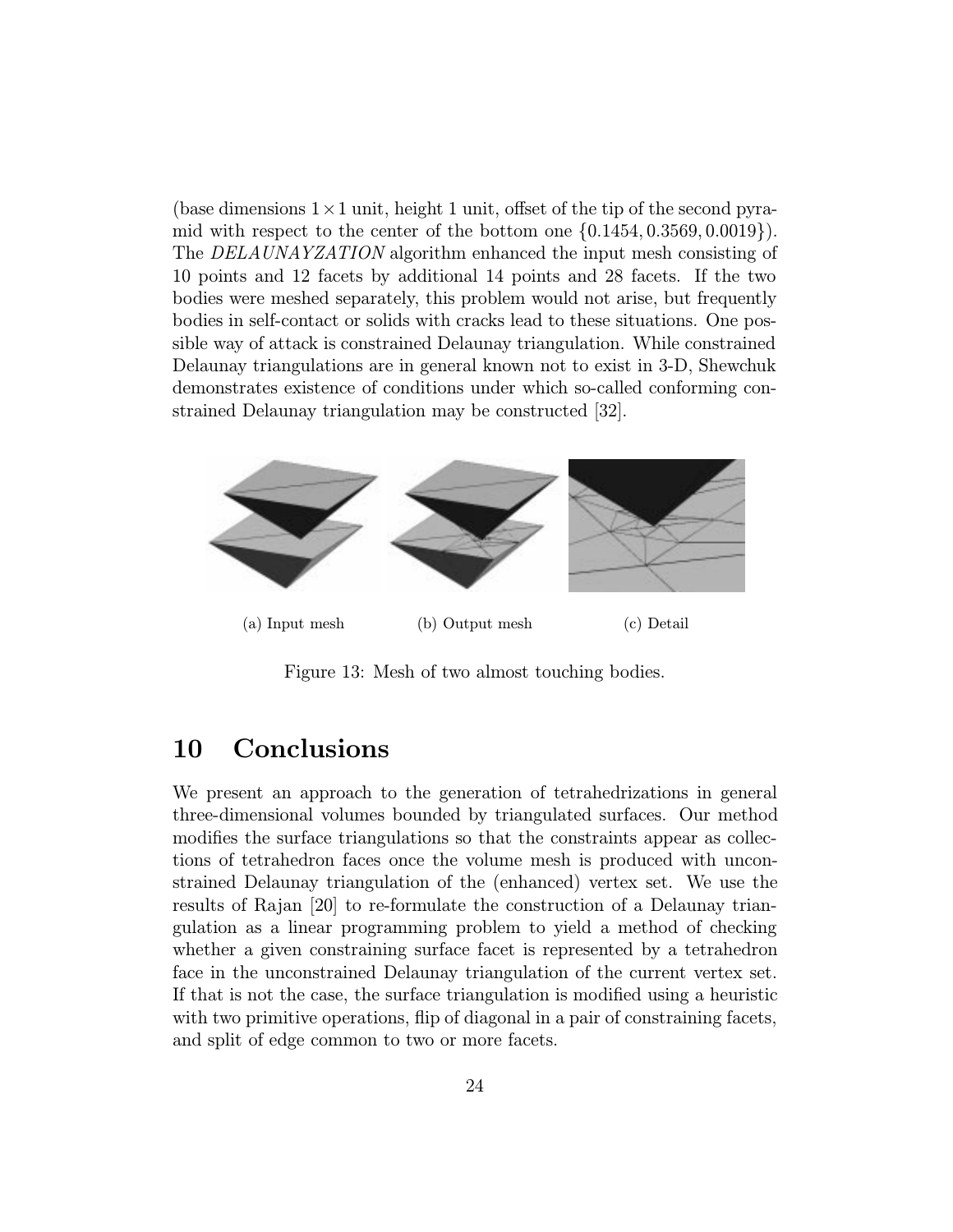(base dimensions $1 \times 1$ unit, height 1 unit, offset of the tip of the second pyramid with respect to the center of the bottom one $\{0.1454, 0.3569, 0.0019\}$). The *DELAUNAYZATION* algorithm enhanced the input mesh consisting of 10 points and 12 facets by additional 14 points and 28 facets. If the two bodies were meshed separately, this problem would not arise, but frequently bodies in self-contact or solids with cracks lead to these situations. One possible way of attack is constrained Delaunay triangulation. While constrained Delaunay triangulations are in general known not to exist in 3-D, Shewchuk demonstrates existence of conditions under which so-called conforming constrained Delaunay triangulation may be constructed [32].

(a) Input mesh (b) Output mesh (c) Detail

Figure 13: Mesh of two almost touching bodies.

## 10 Conclusions

We present an approach to the generation of tetrahedrizations in general three-dimensional volumes bounded by triangulated surfaces. Our method modifies the surface triangulations so that the constraints appear as collections of tetrahedron faces once the volume mesh is produced with unconstrained Delaunay triangulation of the (enhanced) vertex set. We use the results of Rajan [20] to re-formulate the construction of a Delaunay triangulation as a linear programming problem to yield a method of checking whether a given constraining surface facet is represented by a tetrahedron face in the unconstrained Delaunay triangulation of the current vertex set. If that is not the case, the surface triangulation is modified using a heuristic with two primitive operations, flip of diagonal in a pair of constraining facets, and split of edge common to two or more facets.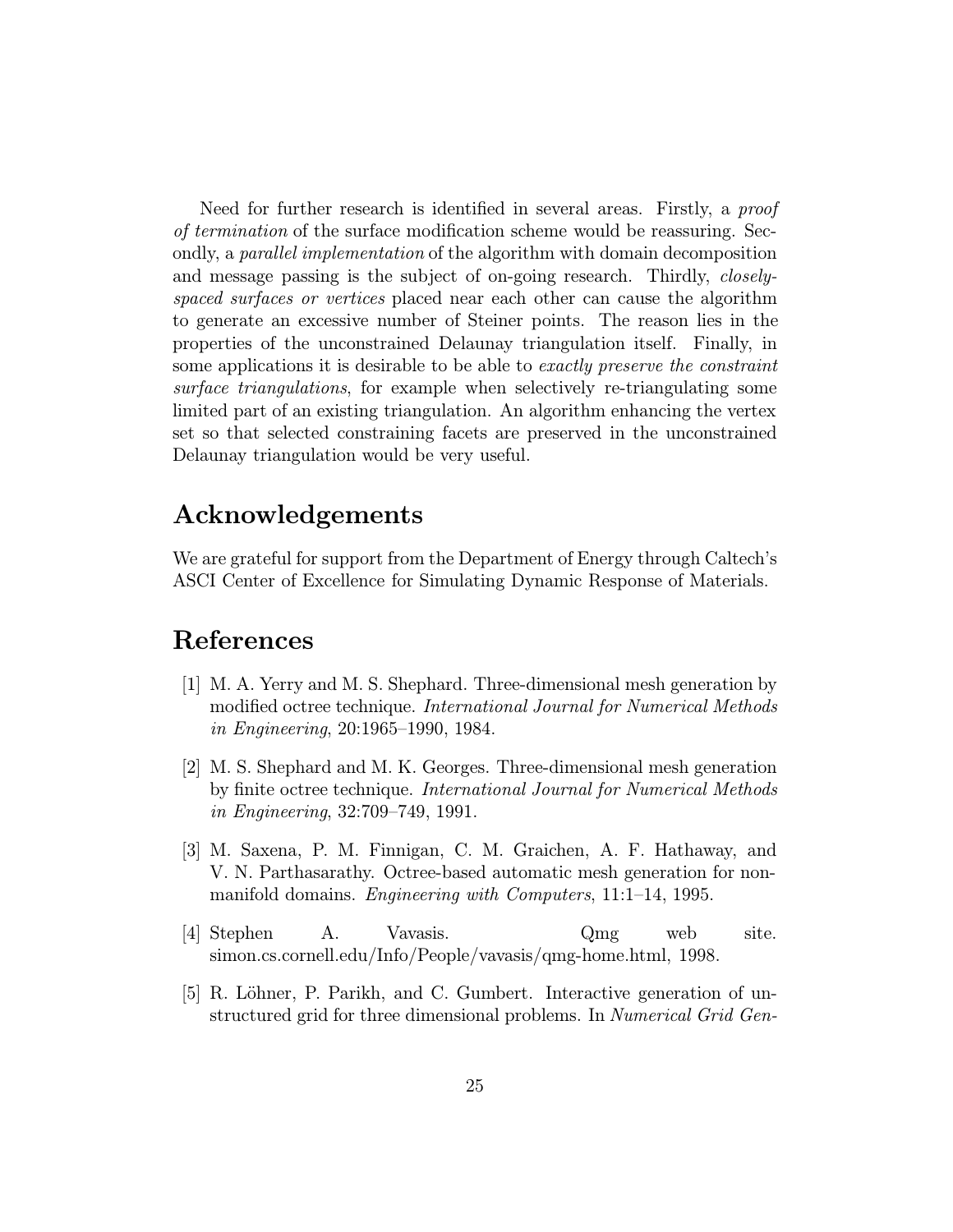Need for further research is identified in several areas. Firstly, a *proof of termination* of the surface modification scheme would be reassuring. Secondly, a *parallel implementation* of the algorithm with domain decomposition and message passing is the subject of on-going research. Thirdly, *closely-spaced surfaces or vertices* placed near each other can cause the algorithm to generate an excessive number of Steiner points. The reason lies in the properties of the unconstrained Delaunay triangulation itself. Finally, in some applications it is desirable to be able to *exactly preserve the constraint surface triangulations*, for example when selectively re-triangulating some limited part of an existing triangulation. An algorithm enhancing the vertex set so that selected constraining facets are preserved in the unconstrained Delaunay triangulation would be very useful.

## Acknowledgements

We are grateful for support from the Department of Energy through Caltech's ASCI Center of Excellence for Simulating Dynamic Response of Materials.

## References

[1] M. A. Yerry and M. S. Shephard. Three-dimensional mesh generation by modified octree technique. *International Journal for Numerical Methods in Engineering*, 20:1965–1990, 1984.

[2] M. S. Shephard and M. K. Georges. Three-dimensional mesh generation by finite octree technique. *International Journal for Numerical Methods in Engineering*, 32:709–749, 1991.

[3] M. Saxena, P. M. Finnigan, C. M. Graichen, A. F. Hathaway, and V. N. Parthasarathy. Octree-based automatic mesh generation for non-manifold domains. *Engineering with Computers*, 11:1–14, 1995.

[4] Stephen A. Vavasis. Qmg web site. simon.cs.cornell.edu/Info/People/vavasis/qmg-home.html, 1998.

[5] R. Löhner, P. Parikh, and C. Gumbert. Interactive generation of unstructured grid for three dimensional problems. In *Numerical Grid Gen-*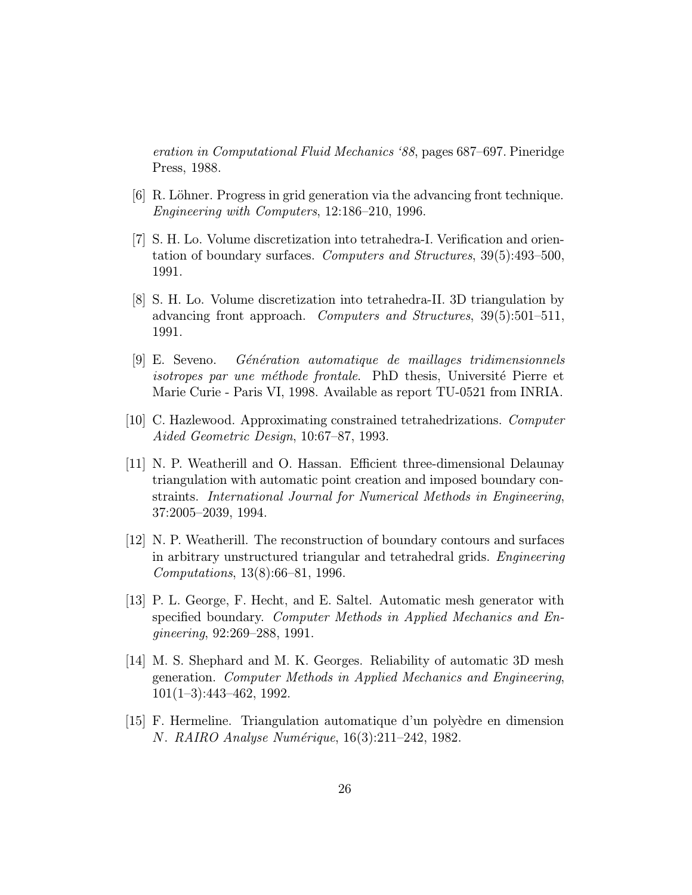*eration in Computational Fluid Mechanics '88*, pages 687–697. Pineridge Press, 1988.

[6] R. Löhner. Progress in grid generation via the advancing front technique. *Engineering with Computers*, 12:186–210, 1996.

[7] S. H. Lo. Volume discretization into tetrahedra-I. Verification and orientation of boundary surfaces. *Computers and Structures*, 39(5):493–500, 1991.

[8] S. H. Lo. Volume discretization into tetrahedra-II. 3D triangulation by advancing front approach. *Computers and Structures*, 39(5):501–511, 1991.

[9] E. Seveno. *Génération automatique de maillages tridimensionnels isotropes par une méthode frontale*. PhD thesis, Université Pierre et Marie Curie - Paris VI, 1998. Available as report TU-0521 from INRIA.

[10] C. Hazlewood. Approximating constrained tetrahedrizations. *Computer Aided Geometric Design*, 10:67–87, 1993.

[11] N. P. Weatherill and O. Hassan. Efficient three-dimensional Delaunay triangulation with automatic point creation and imposed boundary constraints. *International Journal for Numerical Methods in Engineering*, 37:2005–2039, 1994.

[12] N. P. Weatherill. The reconstruction of boundary contours and surfaces in arbitrary unstructured triangular and tetrahedral grids. *Engineering Computations*, 13(8):66–81, 1996.

[13] P. L. George, F. Hecht, and E. Saltel. Automatic mesh generator with specified boundary. *Computer Methods in Applied Mechanics and Engineering*, 92:269–288, 1991.

[14] M. S. Shephard and M. K. Georges. Reliability of automatic 3D mesh generation. *Computer Methods in Applied Mechanics and Engineering*, 101(1–3):443–462, 1992.

[15] F. Hermeline. Triangulation automatique d'un polyèdre en dimension $N$. *RAIRO Analyse Numérique*, 16(3):211–242, 1982.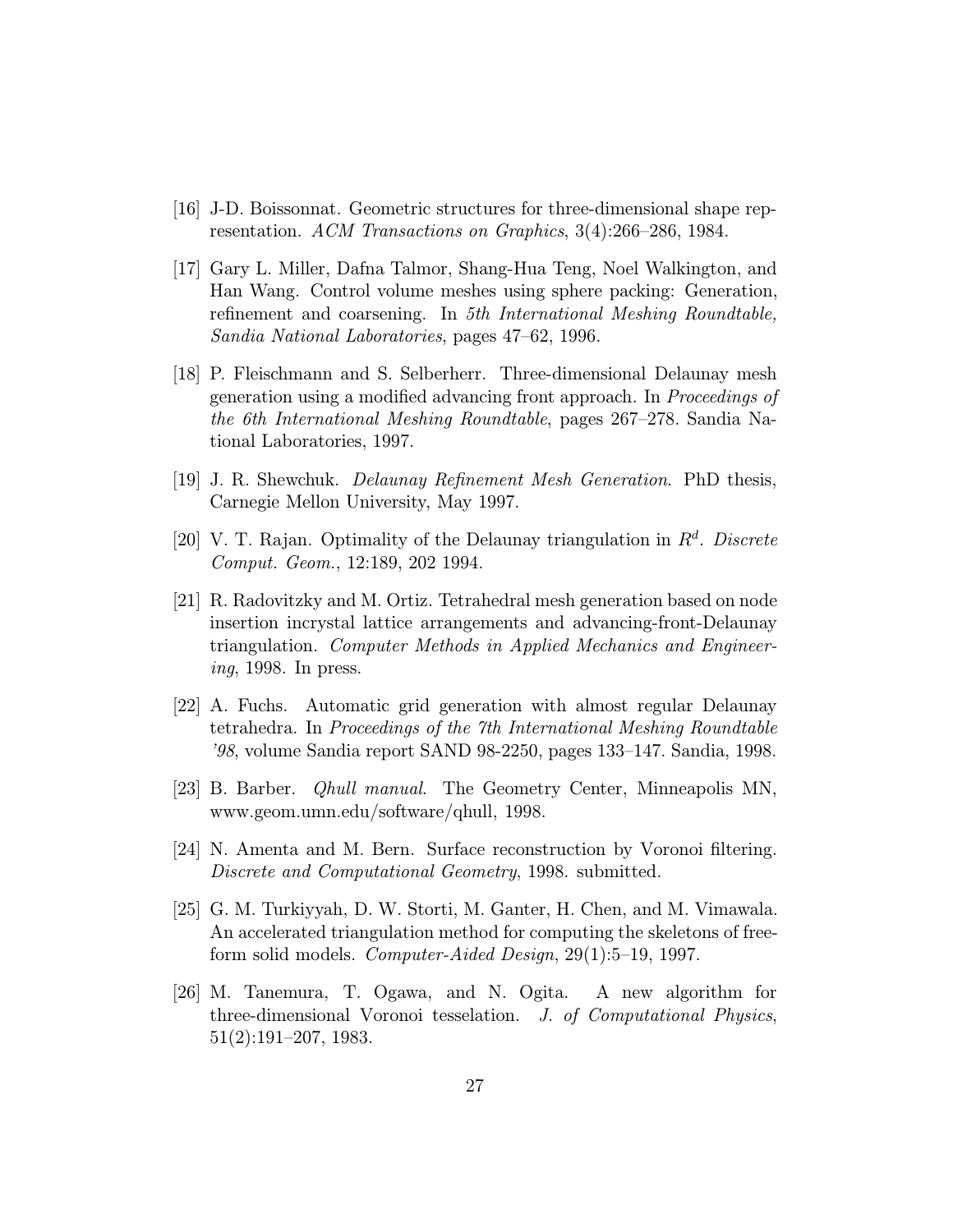[16] J-D. Boissonnat. Geometric structures for three-dimensional shape representation. *ACM Transactions on Graphics*, 3(4):266–286, 1984.

[17] Gary L. Miller, Dafna Talmor, Shang-Hua Teng, Noel Walkington, and Han Wang. Control volume meshes using sphere packing: Generation, refinement and coarsening. In *5th International Meshing Roundtable, Sandia National Laboratories*, pages 47–62, 1996.

[18] P. Fleischmann and S. Selberherr. Three-dimensional Delaunay mesh generation using a modified advancing front approach. In *Proceedings of the 6th International Meshing Roundtable*, pages 267–278. Sandia National Laboratories, 1997.

[19] J. R. Shewchuk. *Delaunay Refinement Mesh Generation*. PhD thesis, Carnegie Mellon University, May 1997.

[20] V. T. Rajan. Optimality of the Delaunay triangulation in $R^d$. *Discrete Comput. Geom.*, 12:189, 202 1994.

[21] R. Radovitzky and M. Ortiz. Tetrahedral mesh generation based on node insertion incrystal lattice arrangements and advancing-front-Delaunay triangulation. *Computer Methods in Applied Mechanics and Engineering*, 1998. In press.

[22] A. Fuchs. Automatic grid generation with almost regular Delaunay tetrahedra. In *Proceedings of the 7th International Meshing Roundtable '98*, volume Sandia report SAND 98-2250, pages 133–147. Sandia, 1998.

[23] B. Barber. *Qhull manual*. The Geometry Center, Minneapolis MN, www.geom.umn.edu/software/qhull, 1998.

[24] N. Amenta and M. Bern. Surface reconstruction by Voronoi filtering. *Discrete and Computational Geometry*, 1998. submitted.

[25] G. M. Turkiyyah, D. W. Storti, M. Ganter, H. Chen, and M. Vimawala. An accelerated triangulation method for computing the skeletons of free-form solid models. *Computer-Aided Design*, 29(1):5–19, 1997.

[26] M. Tanemura, T. Ogawa, and N. Ogita. A new algorithm for three-dimensional Voronoi tesselation. *J. of Computational Physics*, 51(2):191–207, 1983.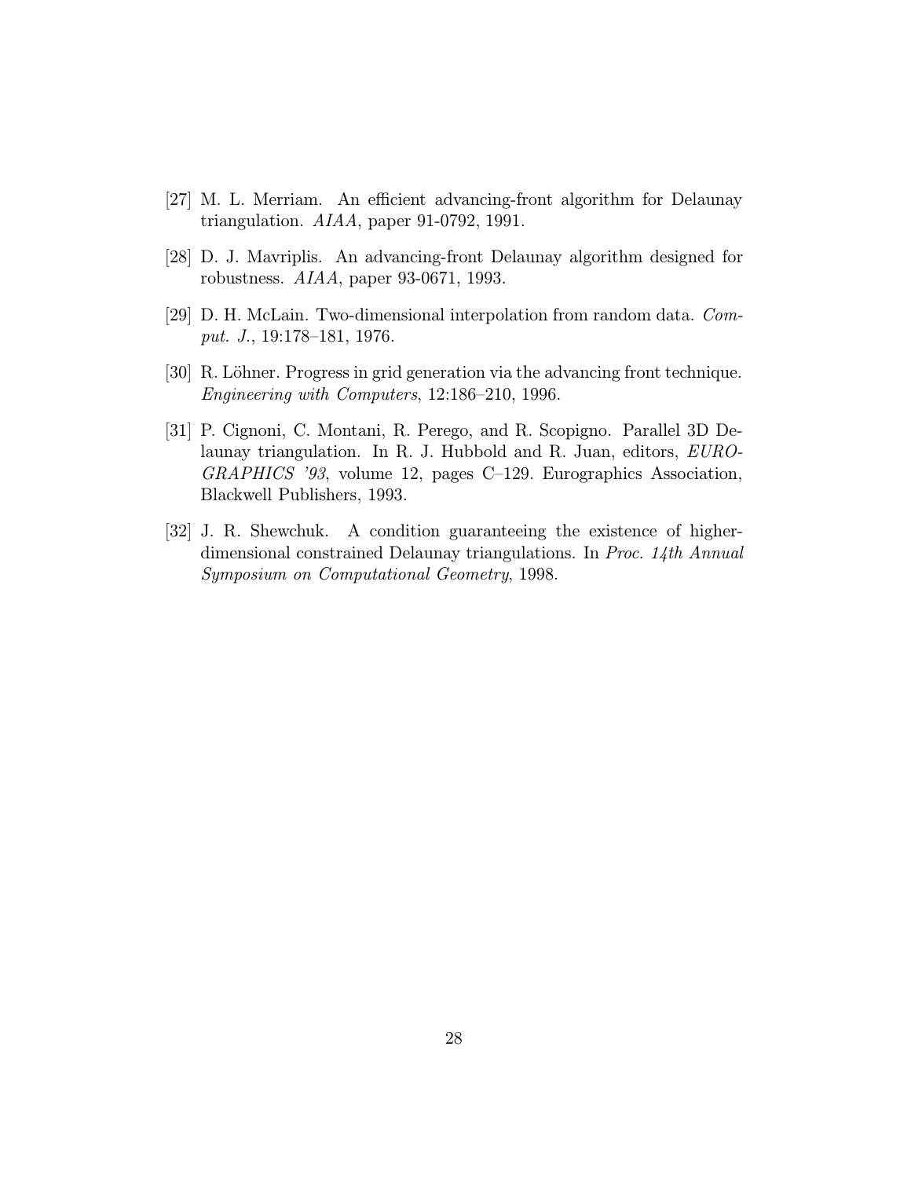[27] M. L. Merriam. An efficient advancing-front algorithm for Delaunay triangulation. *AIAA*, paper 91-0792, 1991.

[28] D. J. Mavriplis. An advancing-front Delaunay algorithm designed for robustness. *AIAA*, paper 93-0671, 1993.

[29] D. H. McLain. Two-dimensional interpolation from random data. *Comput. J.*, 19:178–181, 1976.

[30] R. Löhner. Progress in grid generation via the advancing front technique. *Engineering with Computers*, 12:186–210, 1996.

[31] P. Cignoni, C. Montani, R. Perego, and R. Scopigno. Parallel 3D Delaunay triangulation. In R. J. Hubbold and R. Juan, editors, *EUROGRAPHICS '93*, volume 12, pages C–129. Eurographics Association, Blackwell Publishers, 1993.

[32] J. R. Shewchuk. A condition guaranteeing the existence of higher-dimensional constrained Delaunay triangulations. In *Proc. 14th Annual Symposium on Computational Geometry*, 1998.